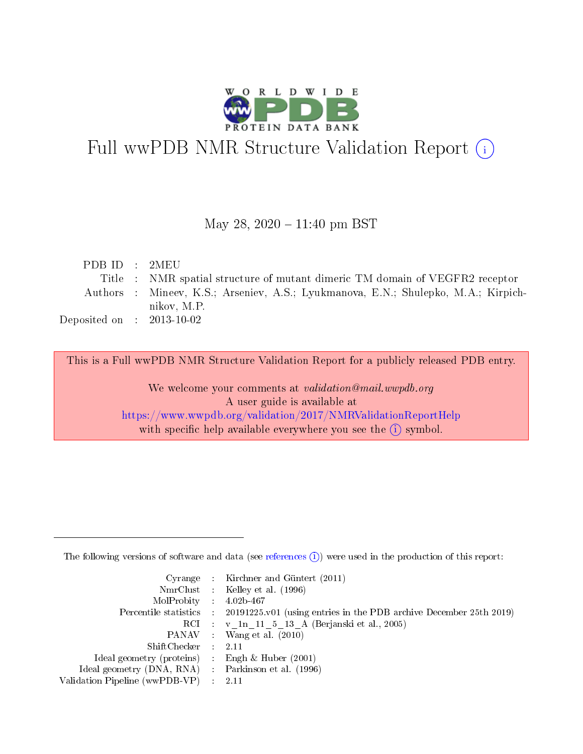# Full wwPDB NMR Structure Validation Report (i)

May 28, 2020 – 11:40 pm BST

| | | |
|---|---|---|
| PDB ID | : | 2MEU |
| Title | : | NMR spatial structure of mutant dimeric TM domain of VEGFR2 receptor |
| Authors | : | Mineev, K.S.; Arseniev, A.S.; Lyukmanova, E.N.; Shulepko, M.A.; Kirpichnikov, M.P. |
| Deposited on | : | 2013-10-02 |

This is a Full wwPDB NMR Structure Validation Report for a publicly released PDB entry.

We welcome your comments at *validation@mail.wwpdb.org*
A user guide is available at
https://www.wwpdb.org/validation/2017/NMRValidationReportHelp
with specific help available everywhere you see the (i) symbol.

---

The following versions of software and data (see references (i)) were used in the production of this report:

| | | |
|---|---|---|
| Cyrange | : | Kirchner and Güntert (2011) |
| NmrClust | : | Kelley et al. (1996) |
| MolProbity | : | 4.02b-467 |
| Percentile statistics | : | 20191225.v01 (using entries in the PDB archive December 25th 2019) |
| RCI | : | v_1n_11_5_13_A (Berjanski et al., 2005) |
| PANAV | : | Wang et al. (2010) |
| ShiftChecker | : | 2.11 |
| Ideal geometry (proteins) | : | Engh & Huber (2001) |
| Ideal geometry (DNA, RNA) | : | Parkinson et al. (1996) |
| Validation Pipeline (wwPDB-VP) | : | 2.11 |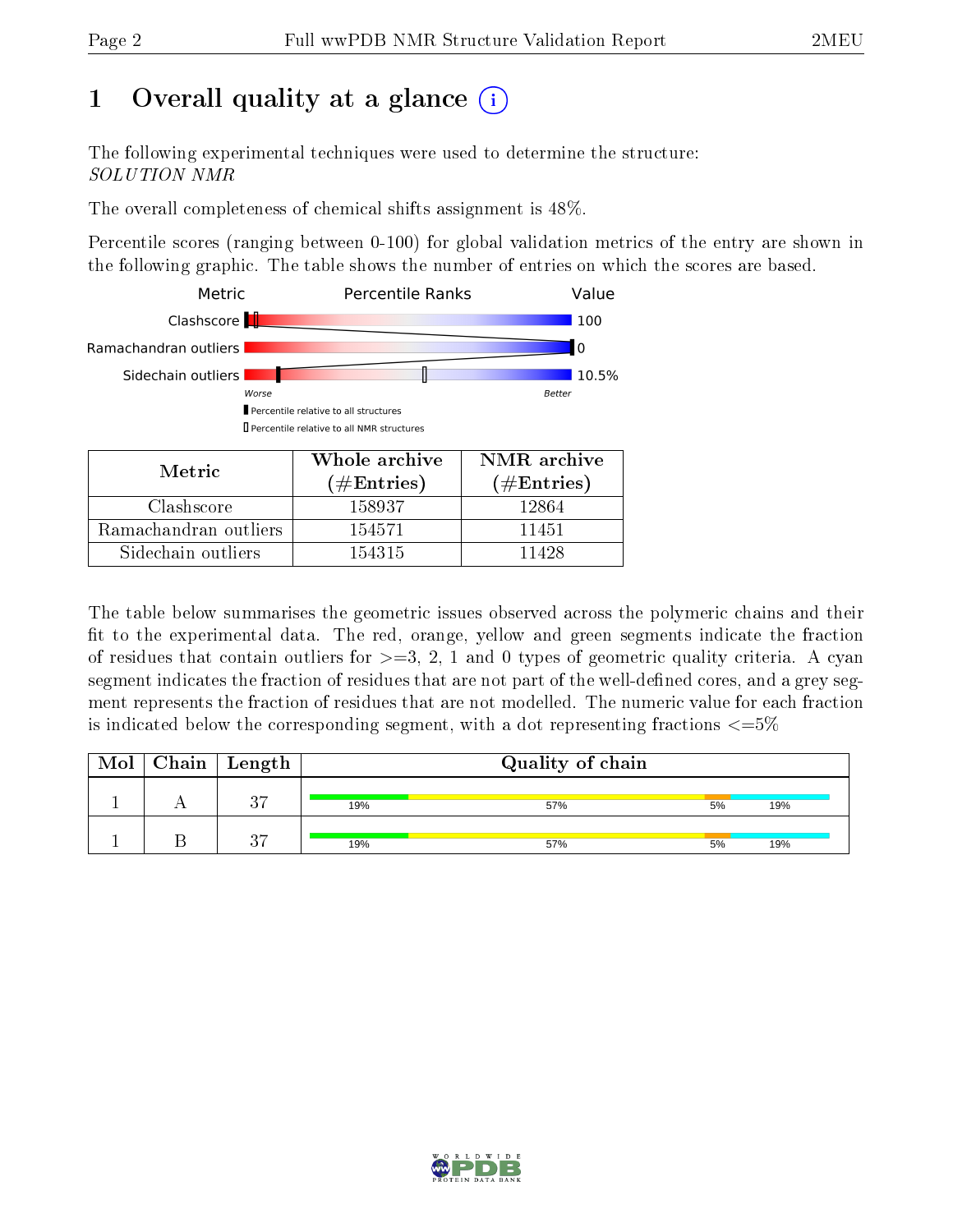# 1 Overall quality at a glance (i)

The following experimental techniques were used to determine the structure:
*SOLUTION NMR*

The overall completeness of chemical shifts assignment is 48%.

Percentile scores (ranging between 0-100) for global validation metrics of the entry are shown in the following graphic. The table shows the number of entries on which the scores are based.

| Metric | Percentile Ranks | Value |
|---|---|---|
| Clashscore | | 100 |
| Ramachandran outliers | | 0 |
| Sidechain outliers | | 10.5% |

Worse — Better

▮ Percentile relative to all structures

▯ Percentile relative to all NMR structures

| Metric | Whole archive (#Entries) | NMR archive (#Entries) |
|---|---|---|
| Clashscore | 158937 | 12864 |
| Ramachandran outliers | 154571 | 11451 |
| Sidechain outliers | 154315 | 11428 |

The table below summarises the geometric issues observed across the polymeric chains and their fit to the experimental data. The red, orange, yellow and green segments indicate the fraction of residues that contain outliers for >=3, 2, 1 and 0 types of geometric quality criteria. A cyan segment indicates the fraction of residues that are not part of the well-defined cores, and a grey segment represents the fraction of residues that are not modelled. The numeric value for each fraction is indicated below the corresponding segment, with a dot representing fractions <=5%

| Mol | Chain | Length | Quality of chain |
|---|---|---|---|
| 1 | A | 37 | 19% (green), 57% (yellow), 5% (orange), 19% (cyan) |
| 1 | B | 37 | 19% (green), 57% (yellow), 5% (orange), 19% (cyan) |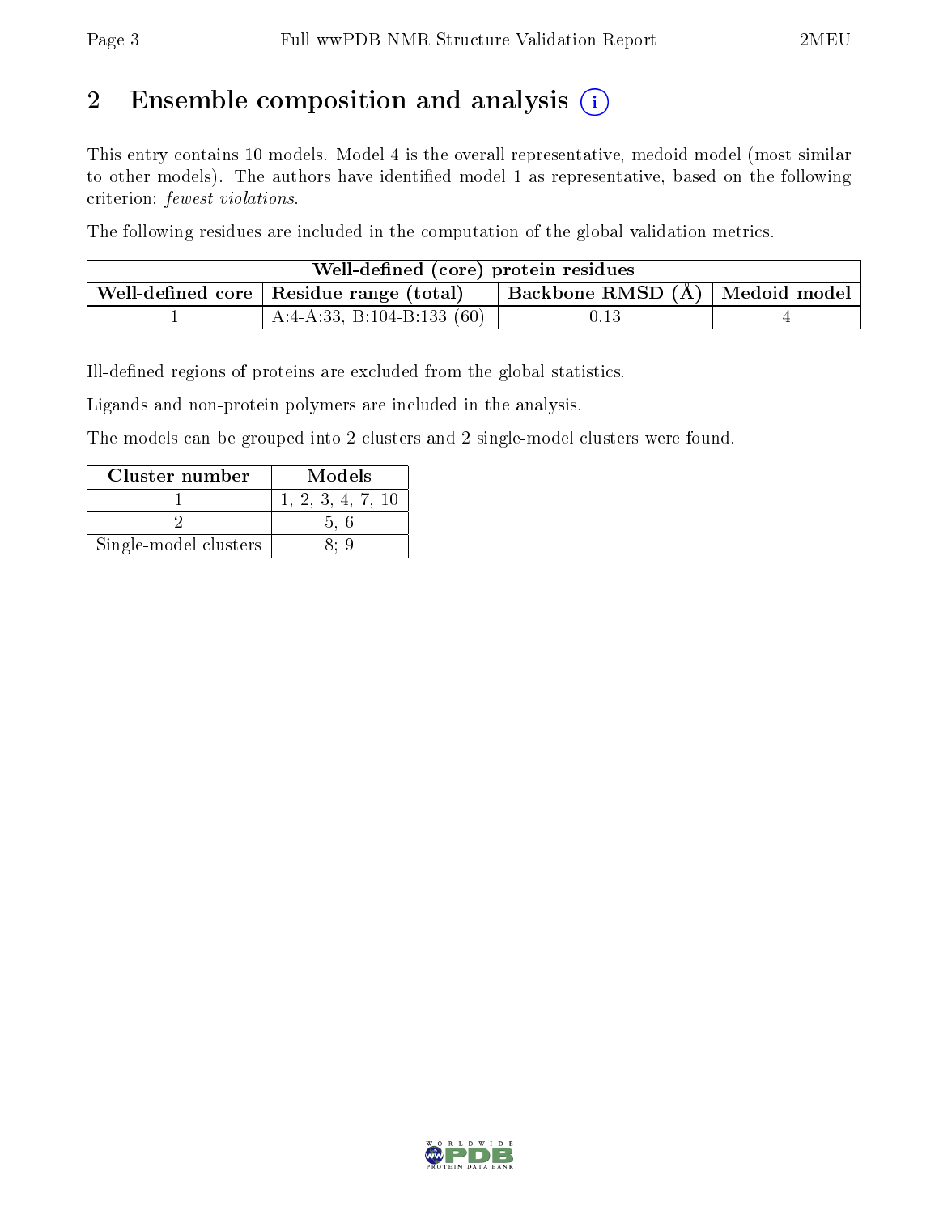## 2 Ensemble composition and analysis (i)

This entry contains 10 models. Model 4 is the overall representative, medoid model (most similar to other models). The authors have identified model 1 as representative, based on the following criterion: *fewest violations*.

The following residues are included in the computation of the global validation metrics.

| Well-defined (core) protein residues | | | |
|---|---|---|---|
| Well-defined core | Residue range (total) | Backbone RMSD (Å) | Medoid model |
| 1 | A:4-A:33, B:104-B:133 (60) | 0.13 | 4 |

Ill-defined regions of proteins are excluded from the global statistics.

Ligands and non-protein polymers are included in the analysis.

The models can be grouped into 2 clusters and 2 single-model clusters were found.

| Cluster number | Models |
|---|---|
| 1 | 1, 2, 3, 4, 7, 10 |
| 2 | 5, 6 |
| Single-model clusters | 8; 9 |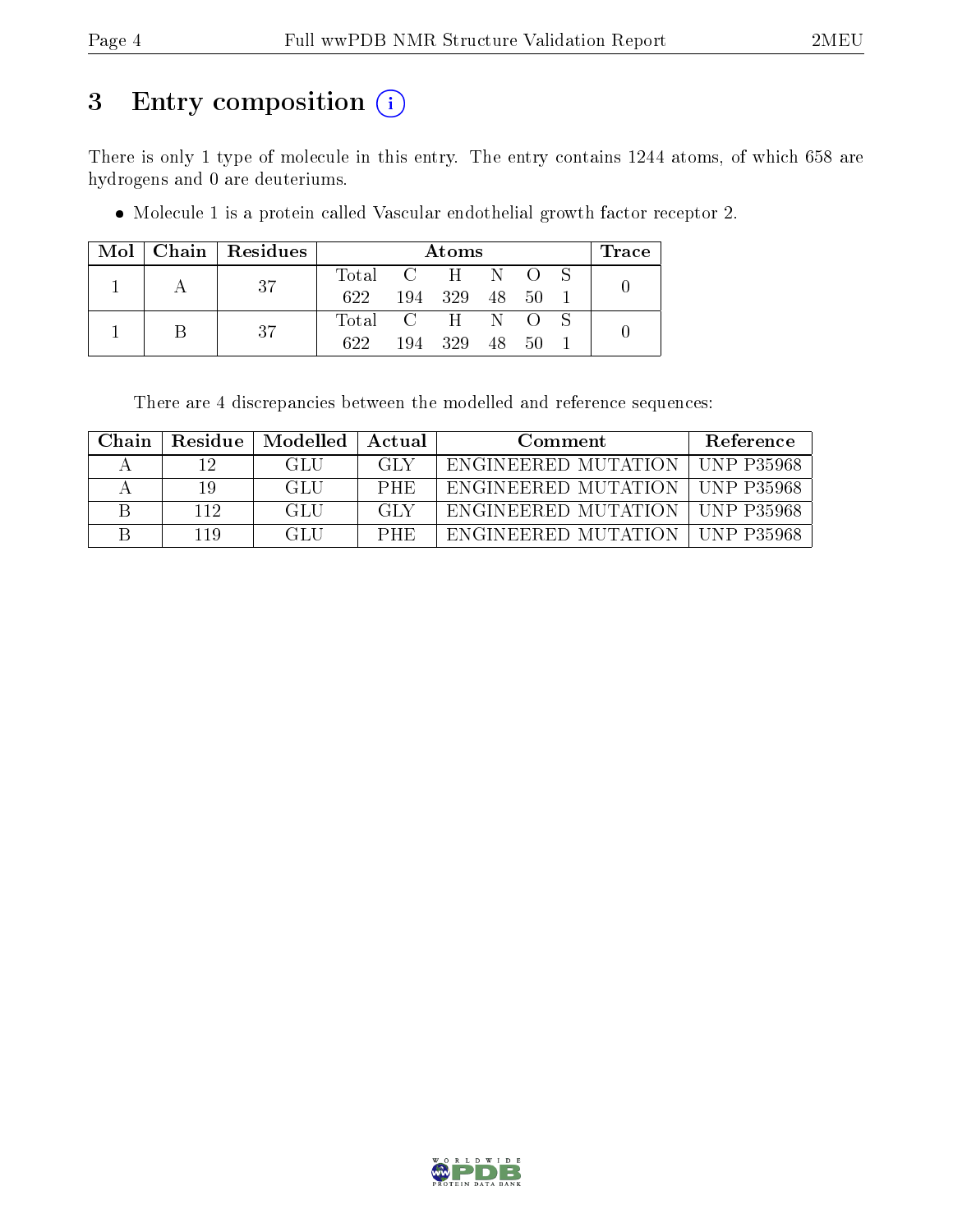# 3 Entry composition

There is only 1 type of molecule in this entry. The entry contains 1244 atoms, of which 658 are hydrogens and 0 are deuteriums.

- Molecule 1 is a protein called Vascular endothelial growth factor receptor 2.

| Mol | Chain | Residues | Atoms | | | | | | Trace |
|---|---|---|---|---|---|---|---|---|---|
| 1 | A | 37 | Total | C | H | N | O | S | 0 |
| | | | 622 | 194 | 329 | 48 | 50 | 1 | |
| 1 | B | 37 | Total | C | H | N | O | S | 0 |
| | | | 622 | 194 | 329 | 48 | 50 | 1 | |

There are 4 discrepancies between the modelled and reference sequences:

| Chain | Residue | Modelled | Actual | Comment | Reference |
|---|---|---|---|---|---|
| A | 12 | GLU | GLY | ENGINEERED MUTATION | UNP P35968 |
| A | 19 | GLU | PHE | ENGINEERED MUTATION | UNP P35968 |
| B | 112 | GLU | GLY | ENGINEERED MUTATION | UNP P35968 |
| B | 119 | GLU | PHE | ENGINEERED MUTATION | UNP P35968 |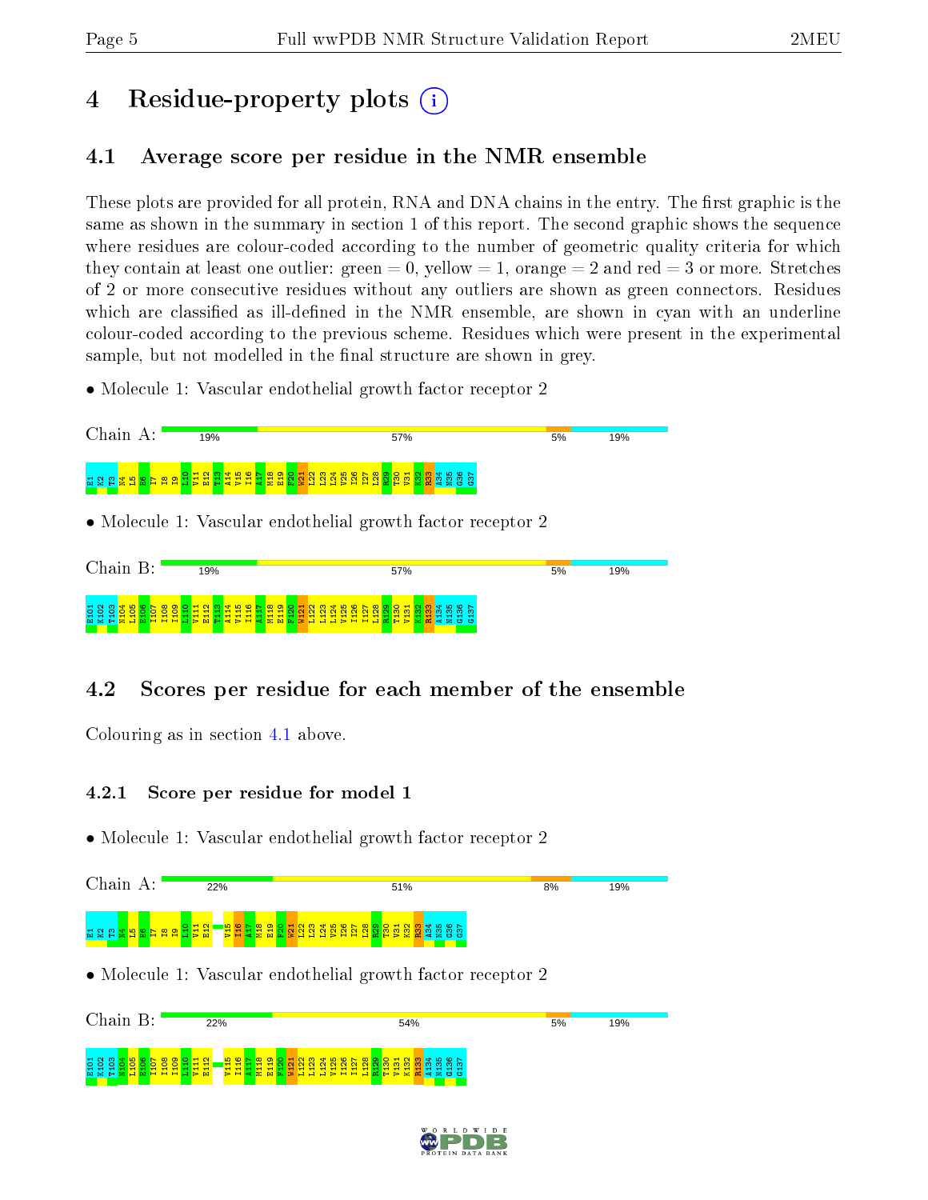# 4 Residue-property plots

## 4.1 Average score per residue in the NMR ensemble

These plots are provided for all protein, RNA and DNA chains in the entry. The first graphic is the same as shown in the summary in section 1 of this report. The second graphic shows the sequence where residues are colour-coded according to the number of geometric quality criteria for which they contain at least one outlier: green = 0, yellow = 1, orange = 2 and red = 3 or more. Stretches of 2 or more consecutive residues without any outliers are shown as green connectors. Residues which are classified as ill-defined in the NMR ensemble, are shown in cyan with an underline colour-coded according to the previous scheme. Residues which were present in the experimental sample, but not modelled in the final structure are shown in grey.

- Molecule 1: Vascular endothelial growth factor receptor 2

Chain A: 19% | 57% | 5% | 19%

E1 K2 T3 N4 L5 E6 I7 I8 I9 L10 V11 E12 T13 A14 V15 I16 A17 M18 E19 F20 W21 L22 L23 L24 V25 I26 I27 L28 R29 T30 V31 K32 R33 A34 N35 G36 G37

- Molecule 1: Vascular endothelial growth factor receptor 2

Chain B: 19% | 57% | 5% | 19%

E101 K102 T103 N104 L105 E106 I107 I108 I109 L110 V111 E112 T113 A114 V115 I116 A117 M118 E119 F120 W121 L122 L123 L124 V125 I126 I127 L128 R129 T130 V131 K132 R133 A134 N135 G136 G137

## 4.2 Scores per residue for each member of the ensemble

Colouring as in section 4.1 above.

### 4.2.1 Score per residue for model 1

- Molecule 1: Vascular endothelial growth factor receptor 2

Chain A: 22% | 51% | 8% | 19%

E1 K2 T3 N4 L5 E6 I7 I8 I9 L10 V11 E12 V15 I16 A17 M18 E19 F20 W21 L22 L23 L24 V25 I26 I27 L28 R29 T30 V31 K32 R33 A34 N35 G36 G37

- Molecule 1: Vascular endothelial growth factor receptor 2

Chain B: 22% | 54% | 5% | 19%

E101 K102 T103 N104 L105 E106 I107 I108 I109 L110 V111 E112 V115 I116 A117 M118 E119 F120 W121 L122 L123 L124 V125 I126 I127 L128 R129 T130 V131 K132 R133 A134 N135 G136 G137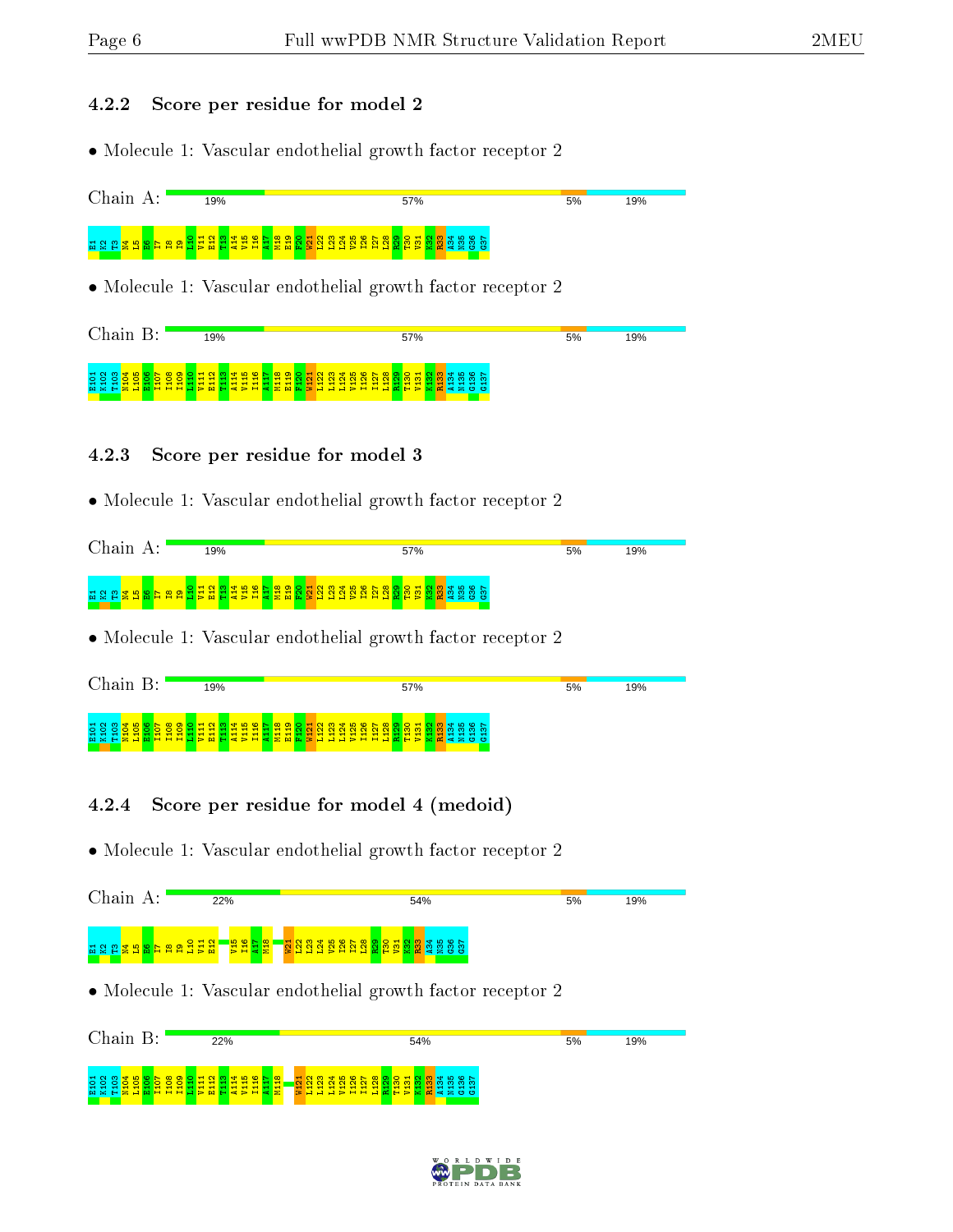### 4.2.2 Score per residue for model 2

- Molecule 1: Vascular endothelial growth factor receptor 2

Chain A: 19% 57% 5% 19%

E1 K2 T3 N4 L5 E6 I7 I8 I9 L10 V11 E12 T13 A14 V15 I16 A17 M18 E19 F20 W21 L22 L23 L24 V25 I26 I27 L28 R29 T30 V31 K32 R33 A34 N35 G36 G37

- Molecule 1: Vascular endothelial growth factor receptor 2

Chain B: 19% 57% 5% 19%

E101 K102 T103 N104 L105 E106 I107 I108 I109 L110 V111 E112 T113 A114 V115 I116 A117 M118 E119 F120 W121 L122 L123 L124 V125 I126 I127 L128 R129 T130 V131 K132 R133 A134 N135 G136 G137

### 4.2.3 Score per residue for model 3

- Molecule 1: Vascular endothelial growth factor receptor 2

Chain A: 19% 57% 5% 19%

E1 K2 T3 N4 L5 E6 I7 I8 I9 L10 V11 E12 T13 A14 V15 I16 A17 M18 E19 F20 W21 L22 L23 L24 V25 I26 I27 L28 R29 T30 V31 K32 R33 A34 N35 G36 G37

- Molecule 1: Vascular endothelial growth factor receptor 2

Chain B: 19% 57% 5% 19%

E101 K102 T103 N104 L105 E106 I107 I108 I109 L110 V111 E112 T113 A114 V115 I116 A117 M118 E119 F120 W121 L122 L123 L124 V125 I126 I127 L128 R129 T130 V131 K132 R133 A134 N135 G136 G137

### 4.2.4 Score per residue for model 4 (medoid)

- Molecule 1: Vascular endothelial growth factor receptor 2

Chain A: 22% 54% 5% 19%

E1 K2 T3 N4 L5 E6 I7 I8 I9 L10 V11 E12 V15 I16 A17 M18 W21 L22 L23 L24 V25 I26 I27 L28 R29 T30 V31 K32 R33 A34 N35 G36 G37

- Molecule 1: Vascular endothelial growth factor receptor 2

Chain B: 22% 54% 5% 19%

E101 K102 T103 N104 L105 E106 I107 I108 I109 L110 V111 E112 T113 A114 V115 I116 A117 M118 W121 L122 L123 L124 V125 I126 I127 L128 R129 T130 V131 K132 R133 A134 N135 G136 G137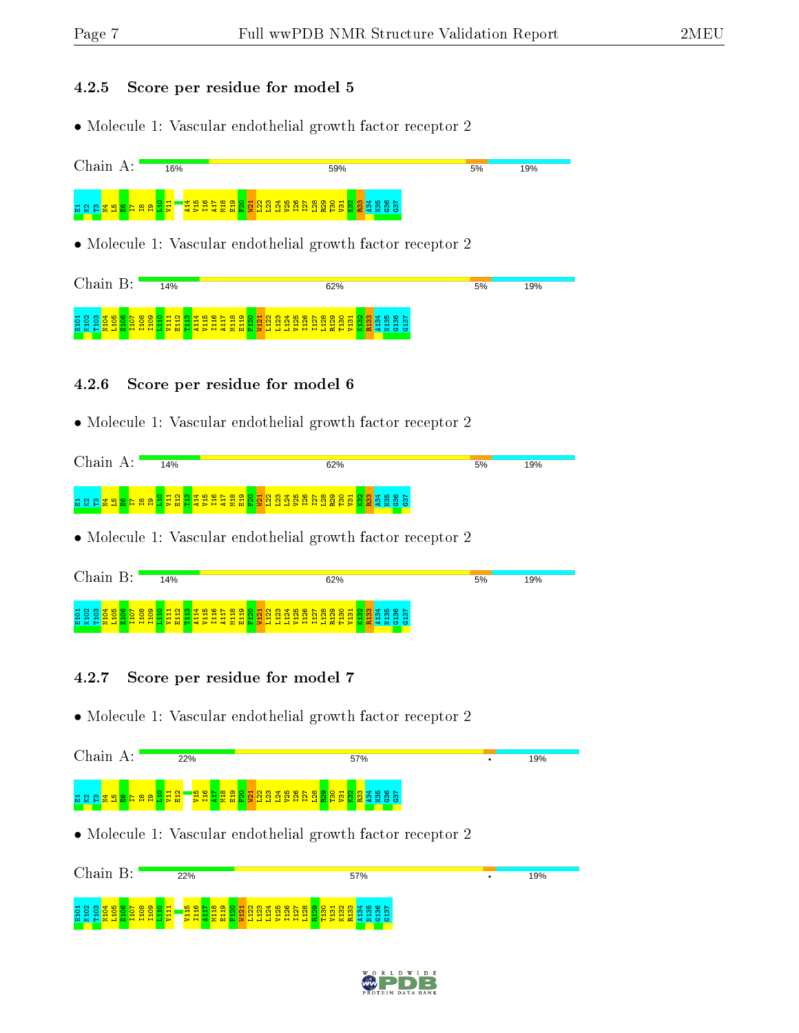### 4.2.5 Score per residue for model 5

• Molecule 1: Vascular endothelial growth factor receptor 2

Chain A: 16% 59% 5% 19%

E1 K2 T3 N4 L5 E6 I7 I8 I9 L10 V11 A14 V15 I16 A17 M18 E19 F20 W21 L22 L23 L24 V25 I26 I27 L28 R29 T30 V31 K32 R33 A34 N35 G36 G37

• Molecule 1: Vascular endothelial growth factor receptor 2

Chain B: 14% 62% 5% 19%

E101 K102 T103 N104 L105 E106 I107 I108 I109 L110 V111 E112 T113 A114 V115 I116 A117 M118 E119 F120 W121 L122 L123 L124 V125 I126 I127 L128 R129 T130 V131 K132 R133 A134 N135 G136 G137

### 4.2.6 Score per residue for model 6

• Molecule 1: Vascular endothelial growth factor receptor 2

Chain A: 14% 62% 5% 19%

E1 K2 T3 N4 L5 E6 I7 I8 I9 L10 V11 E12 T13 A14 V15 I16 A17 M18 E19 F20 W21 L22 L23 L24 V25 I26 I27 L28 R29 T30 V31 K32 R33 A34 N35 G36 G37

• Molecule 1: Vascular endothelial growth factor receptor 2

Chain B: 14% 62% 5% 19%

E101 K102 T103 N104 L105 E106 I107 I108 I109 L110 V111 E112 T113 A114 V115 I116 A117 M118 E119 F120 W121 L122 L123 L124 V125 I126 I127 L128 R129 T130 V131 K132 R133 A134 N135 G136 G137

### 4.2.7 Score per residue for model 7

• Molecule 1: Vascular endothelial growth factor receptor 2

Chain A: 22% 57% • 19%

E1 K2 T3 N4 L5 E6 I7 I8 I9 L10 V11 E12 V15 I16 A17 M18 E19 F20 W21 L22 L23 L24 V25 I26 I27 L28 R29 T30 V31 K32 R33 A34 N35 G36 G37

• Molecule 1: Vascular endothelial growth factor receptor 2

Chain B: 22% 57% • 19%

E101 K102 T103 N104 L105 E106 I107 I108 I109 L110 V111 V115 I116 A117 M118 E119 F120 W121 L122 L123 L124 V125 I126 I127 L128 R129 T130 V131 K132 R133 A134 N135 G136 G137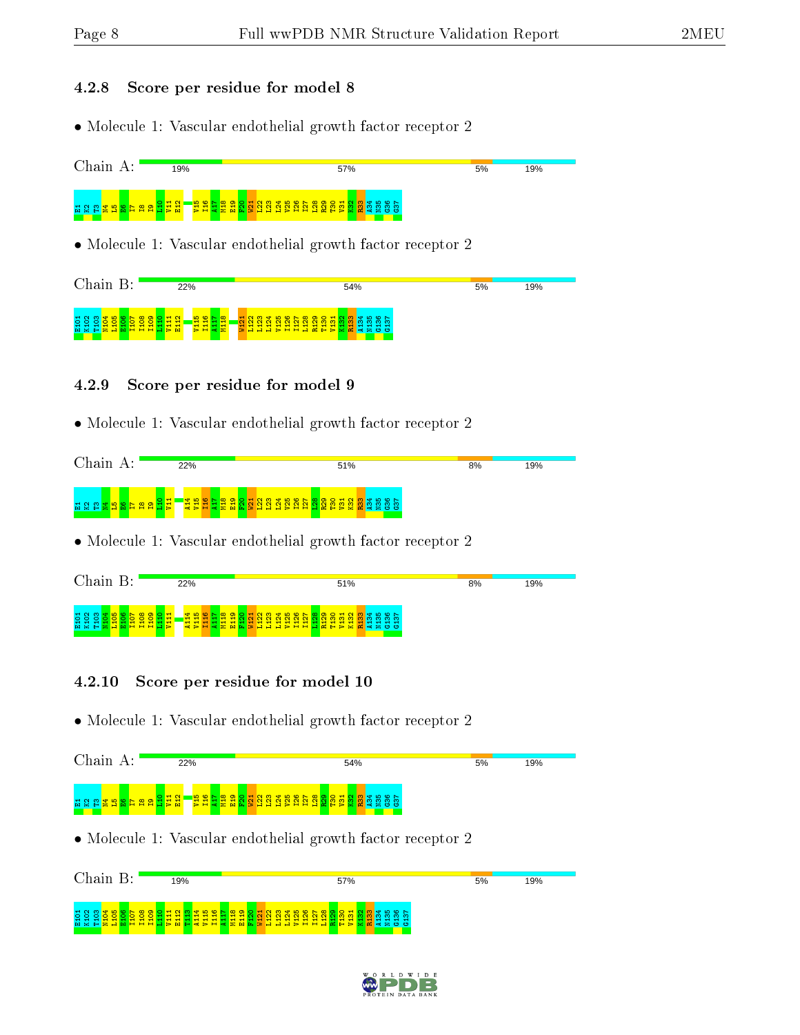### 4.2.8 Score per residue for model 8

- Molecule 1: Vascular endothelial growth factor receptor 2

Chain A: 19% 57% 5% 19%

E1 K2 T3 N4 L5 E6 I7 I8 I9 L10 V11 E12 V15 I16 A17 M18 E19 F20 W21 L22 L23 L24 V25 I26 I27 L28 R29 T30 V31 K32 R33 A34 N35 G36 G37

- Molecule 1: Vascular endothelial growth factor receptor 2

Chain B: 22% 54% 5% 19%

E101 K102 T103 N104 L105 E106 I107 I108 I109 L110 V111 E112 V115 I116 A117 M118 W121 L122 L123 L124 V125 I126 I127 L128 R129 T130 V131 K132 R133 A134 N135 G136 G137

### 4.2.9 Score per residue for model 9

- Molecule 1: Vascular endothelial growth factor receptor 2

Chain A: 22% 51% 8% 19%

E1 K2 T3 N4 L5 E6 I7 I8 I9 L10 V11 A14 V15 I16 A17 M18 E19 F20 W21 L22 L23 L24 V25 I26 I27 L28 R29 T30 V31 K32 R33 A34 N35 G36 G37

- Molecule 1: Vascular endothelial growth factor receptor 2

Chain B: 22% 51% 8% 19%

E101 K102 T103 N104 L105 E106 I107 I108 I109 L110 V111 A114 V115 I116 A117 M118 E119 F120 W121 L122 L123 L124 V125 I126 I127 L128 R129 T130 V131 K132 R133 A134 N135 G136 G137

### 4.2.10 Score per residue for model 10

- Molecule 1: Vascular endothelial growth factor receptor 2

Chain A: 22% 54% 5% 19%

E1 K2 T3 N4 L5 E6 I7 I8 I9 L10 V11 E12 V15 I16 A17 M18 E19 F20 W21 L22 L23 L24 V25 I26 I27 L28 R29 T30 V31 K32 R33 A34 N35 G36 G37

- Molecule 1: Vascular endothelial growth factor receptor 2

Chain B: 19% 57% 5% 19%

E101 K102 T103 N104 L105 E106 I107 I108 I109 L110 V111 E112 T113 A114 V115 I116 A117 M118 E119 F120 W121 L122 L123 L124 V125 I126 I127 L128 R129 T130 V131 K132 R133 A134 N135 G136 G137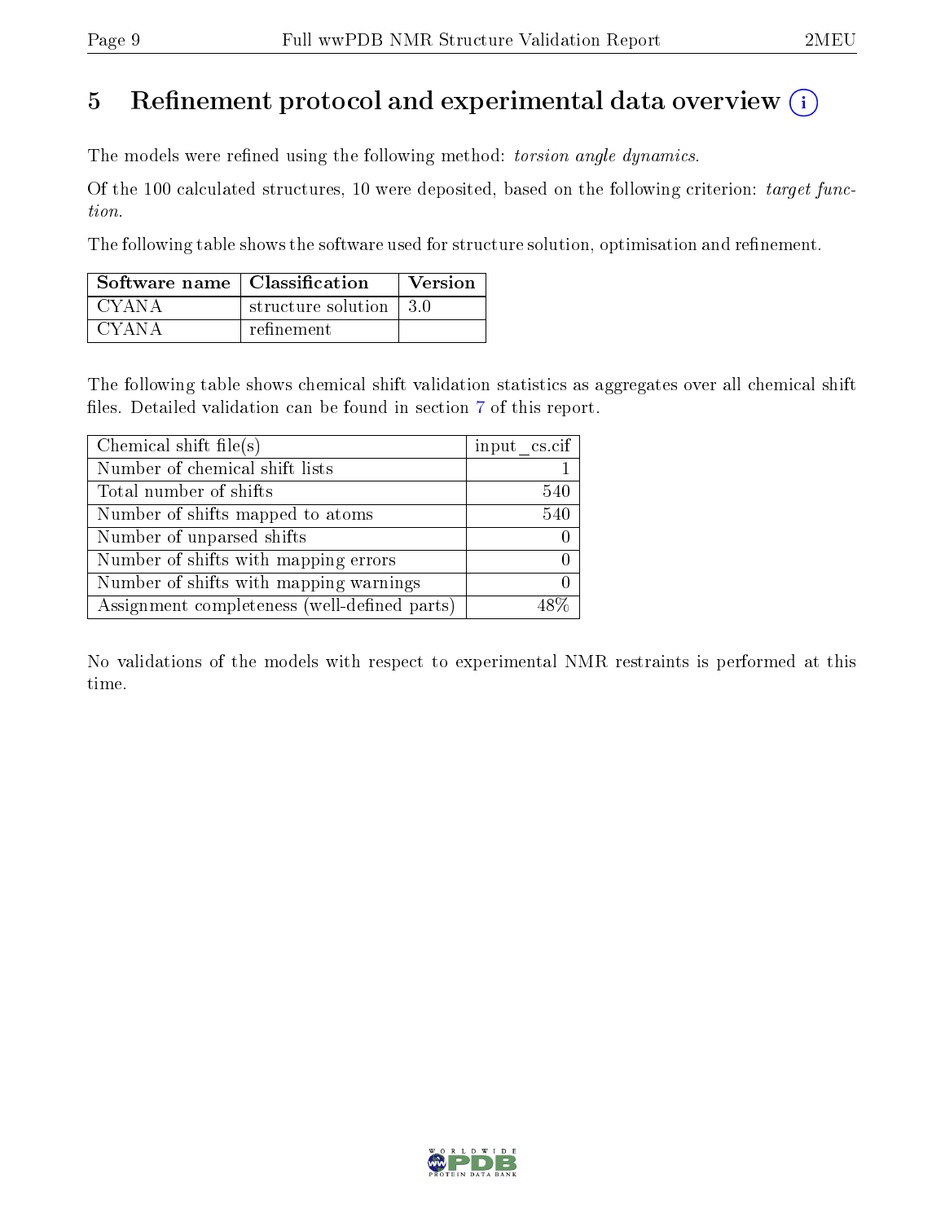# 5 Refinement protocol and experimental data overview (i)

The models were refined using the following method: *torsion angle dynamics*.

Of the 100 calculated structures, 10 were deposited, based on the following criterion: *target function*.

The following table shows the software used for structure solution, optimisation and refinement.

| Software name | Classification | Version |
|---|---|---|
| CYANA | structure solution | 3.0 |
| CYANA | refinement | |

The following table shows chemical shift validation statistics as aggregates over all chemical shift files. Detailed validation can be found in section 7 of this report.

| Chemical shift file(s) | input_cs.cif |
|---|---|
| Number of chemical shift lists | 1 |
| Total number of shifts | 540 |
| Number of shifts mapped to atoms | 540 |
| Number of unparsed shifts | 0 |
| Number of shifts with mapping errors | 0 |
| Number of shifts with mapping warnings | 0 |
| Assignment completeness (well-defined parts) | 48% |

No validations of the models with respect to experimental NMR restraints is performed at this time.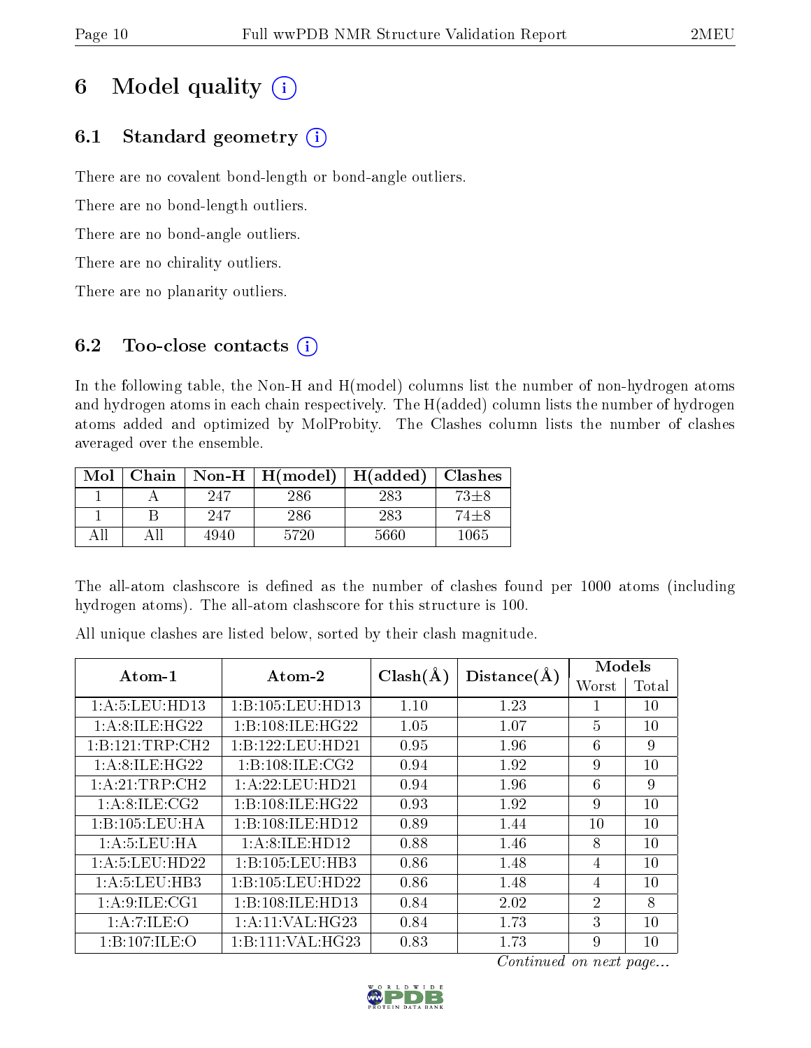# 6 Model quality (i)

## 6.1 Standard geometry (i)

There are no covalent bond-length or bond-angle outliers.

There are no bond-length outliers.

There are no bond-angle outliers.

There are no chirality outliers.

There are no planarity outliers.

## 6.2 Too-close contacts (i)

In the following table, the Non-H and H(model) columns list the number of non-hydrogen atoms and hydrogen atoms in each chain respectively. The H(added) column lists the number of hydrogen atoms added and optimized by MolProbity. The Clashes column lists the number of clashes averaged over the ensemble.

| Mol | Chain | Non-H | H(model) | H(added) | Clashes |
|---|---|---|---|---|---|
| 1 | A | 247 | 286 | 283 | 73±8 |
| 1 | B | 247 | 286 | 283 | 74±8 |
| All | All | 4940 | 5720 | 5660 | 1065 |

The all-atom clashscore is defined as the number of clashes found per 1000 atoms (including hydrogen atoms). The all-atom clashscore for this structure is 100.

All unique clashes are listed below, sorted by their clash magnitude.

| Atom-1 | Atom-2 | Clash(Å) | Distance(Å) | Models | |
|---|---|---|---|---|---|
| | | | | Worst | Total |
| 1:A:5:LEU:HD13 | 1:B:105:LEU:HD13 | 1.10 | 1.23 | 1 | 10 |
| 1:A:8:ILE:HG22 | 1:B:108:ILE:HG22 | 1.05 | 1.07 | 5 | 10 |
| 1:B:121:TRP:CH2 | 1:B:122:LEU:HD21 | 0.95 | 1.96 | 6 | 9 |
| 1:A:8:ILE:HG22 | 1:B:108:ILE:CG2 | 0.94 | 1.92 | 9 | 10 |
| 1:A:21:TRP:CH2 | 1:A:22:LEU:HD21 | 0.94 | 1.96 | 6 | 9 |
| 1:A:8:ILE:CG2 | 1:B:108:ILE:HG22 | 0.93 | 1.92 | 9 | 10 |
| 1:B:105:LEU:HA | 1:B:108:ILE:HD12 | 0.89 | 1.44 | 10 | 10 |
| 1:A:5:LEU:HA | 1:A:8:ILE:HD12 | 0.88 | 1.46 | 8 | 10 |
| 1:A:5:LEU:HD22 | 1:B:105:LEU:HB3 | 0.86 | 1.48 | 4 | 10 |
| 1:A:5:LEU:HB3 | 1:B:105:LEU:HD22 | 0.86 | 1.48 | 4 | 10 |
| 1:A:9:ILE:CG1 | 1:B:108:ILE:HD13 | 0.84 | 2.02 | 2 | 8 |
| 1:A:7:ILE:O | 1:A:11:VAL:HG23 | 0.84 | 1.73 | 3 | 10 |
| 1:B:107:ILE:O | 1:B:111:VAL:HG23 | 0.83 | 1.73 | 9 | 10 |

*Continued on next page...*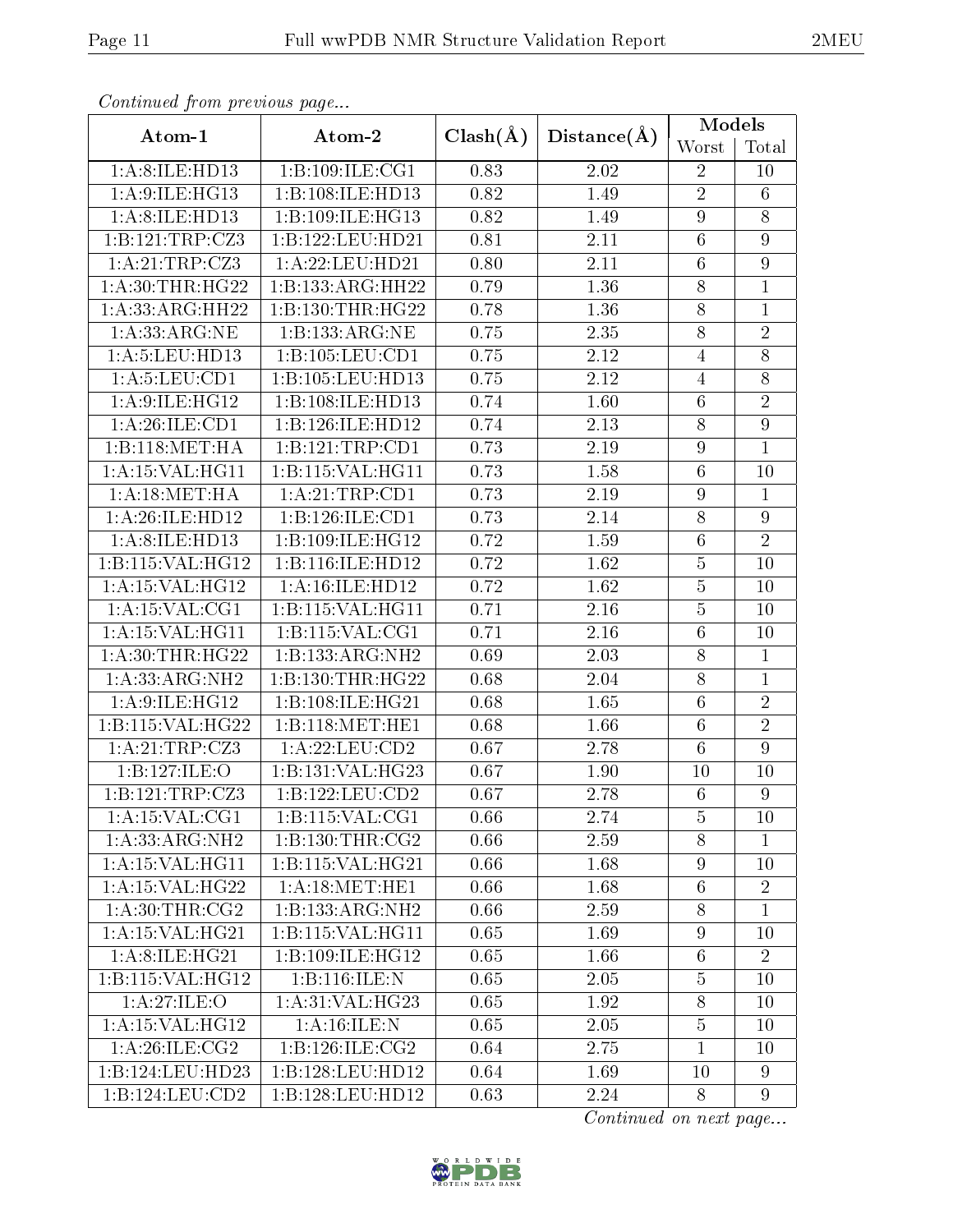*Continued from previous page...*

| Atom-1 | Atom-2 | Clash(Å) | Distance(Å) | Models | |
|---|---|---|---|---|---|
| | | | | Worst | Total |
| 1:A:8:ILE:HD13 | 1:B:109:ILE:CG1 | 0.83 | 2.02 | 2 | 10 |
| 1:A:9:ILE:HG13 | 1:B:108:ILE:HD13 | 0.82 | 1.49 | 2 | 6 |
| 1:A:8:ILE:HD13 | 1:B:109:ILE:HG13 | 0.82 | 1.49 | 9 | 8 |
| 1:B:121:TRP:CZ3 | 1:B:122:LEU:HD21 | 0.81 | 2.11 | 6 | 9 |
| 1:A:21:TRP:CZ3 | 1:A:22:LEU:HD21 | 0.80 | 2.11 | 6 | 9 |
| 1:A:30:THR:HG22 | 1:B:133:ARG:HH22 | 0.79 | 1.36 | 8 | 1 |
| 1:A:33:ARG:HH22 | 1:B:130:THR:HG22 | 0.78 | 1.36 | 8 | 1 |
| 1:A:33:ARG:NE | 1:B:133:ARG:NE | 0.75 | 2.35 | 8 | 2 |
| 1:A:5:LEU:HD13 | 1:B:105:LEU:CD1 | 0.75 | 2.12 | 4 | 8 |
| 1:A:5:LEU:CD1 | 1:B:105:LEU:HD13 | 0.75 | 2.12 | 4 | 8 |
| 1:A:9:ILE:HG12 | 1:B:108:ILE:HD13 | 0.74 | 1.60 | 6 | 2 |
| 1:A:26:ILE:CD1 | 1:B:126:ILE:HD12 | 0.74 | 2.13 | 8 | 9 |
| 1:B:118:MET:HA | 1:B:121:TRP:CD1 | 0.73 | 2.19 | 9 | 1 |
| 1:A:15:VAL:HG11 | 1:B:115:VAL:HG11 | 0.73 | 1.58 | 6 | 10 |
| 1:A:18:MET:HA | 1:A:21:TRP:CD1 | 0.73 | 2.19 | 9 | 1 |
| 1:A:26:ILE:HD12 | 1:B:126:ILE:CD1 | 0.73 | 2.14 | 8 | 9 |
| 1:A:8:ILE:HD13 | 1:B:109:ILE:HG12 | 0.72 | 1.59 | 6 | 2 |
| 1:B:115:VAL:HG12 | 1:B:116:ILE:HD12 | 0.72 | 1.62 | 5 | 10 |
| 1:A:15:VAL:HG12 | 1:A:16:ILE:HD12 | 0.72 | 1.62 | 5 | 10 |
| 1:A:15:VAL:CG1 | 1:B:115:VAL:HG11 | 0.71 | 2.16 | 5 | 10 |
| 1:A:15:VAL:HG11 | 1:B:115:VAL:CG1 | 0.71 | 2.16 | 6 | 10 |
| 1:A:30:THR:HG22 | 1:B:133:ARG:NH2 | 0.69 | 2.03 | 8 | 1 |
| 1:A:33:ARG:NH2 | 1:B:130:THR:HG22 | 0.68 | 2.04 | 8 | 1 |
| 1:A:9:ILE:HG12 | 1:B:108:ILE:HG21 | 0.68 | 1.65 | 6 | 2 |
| 1:B:115:VAL:HG22 | 1:B:118:MET:HE1 | 0.68 | 1.66 | 6 | 2 |
| 1:A:21:TRP:CZ3 | 1:A:22:LEU:CD2 | 0.67 | 2.78 | 6 | 9 |
| 1:B:127:ILE:O | 1:B:131:VAL:HG23 | 0.67 | 1.90 | 10 | 10 |
| 1:B:121:TRP:CZ3 | 1:B:122:LEU:CD2 | 0.67 | 2.78 | 6 | 9 |
| 1:A:15:VAL:CG1 | 1:B:115:VAL:CG1 | 0.66 | 2.74 | 5 | 10 |
| 1:A:33:ARG:NH2 | 1:B:130:THR:CG2 | 0.66 | 2.59 | 8 | 1 |
| 1:A:15:VAL:HG11 | 1:B:115:VAL:HG21 | 0.66 | 1.68 | 9 | 10 |
| 1:A:15:VAL:HG22 | 1:A:18:MET:HE1 | 0.66 | 1.68 | 6 | 2 |
| 1:A:30:THR:CG2 | 1:B:133:ARG:NH2 | 0.66 | 2.59 | 8 | 1 |
| 1:A:15:VAL:HG21 | 1:B:115:VAL:HG11 | 0.65 | 1.69 | 9 | 10 |
| 1:A:8:ILE:HG21 | 1:B:109:ILE:HG12 | 0.65 | 1.66 | 6 | 2 |
| 1:B:115:VAL:HG12 | 1:B:116:ILE:N | 0.65 | 2.05 | 5 | 10 |
| 1:A:27:ILE:O | 1:A:31:VAL:HG23 | 0.65 | 1.92 | 8 | 10 |
| 1:A:15:VAL:HG12 | 1:A:16:ILE:N | 0.65 | 2.05 | 5 | 10 |
| 1:A:26:ILE:CG2 | 1:B:126:ILE:CG2 | 0.64 | 2.75 | 1 | 10 |
| 1:B:124:LEU:HD23 | 1:B:128:LEU:HD12 | 0.64 | 1.69 | 10 | 9 |
| 1:B:124:LEU:CD2 | 1:B:128:LEU:HD12 | 0.63 | 2.24 | 8 | 9 |

*Continued on next page...*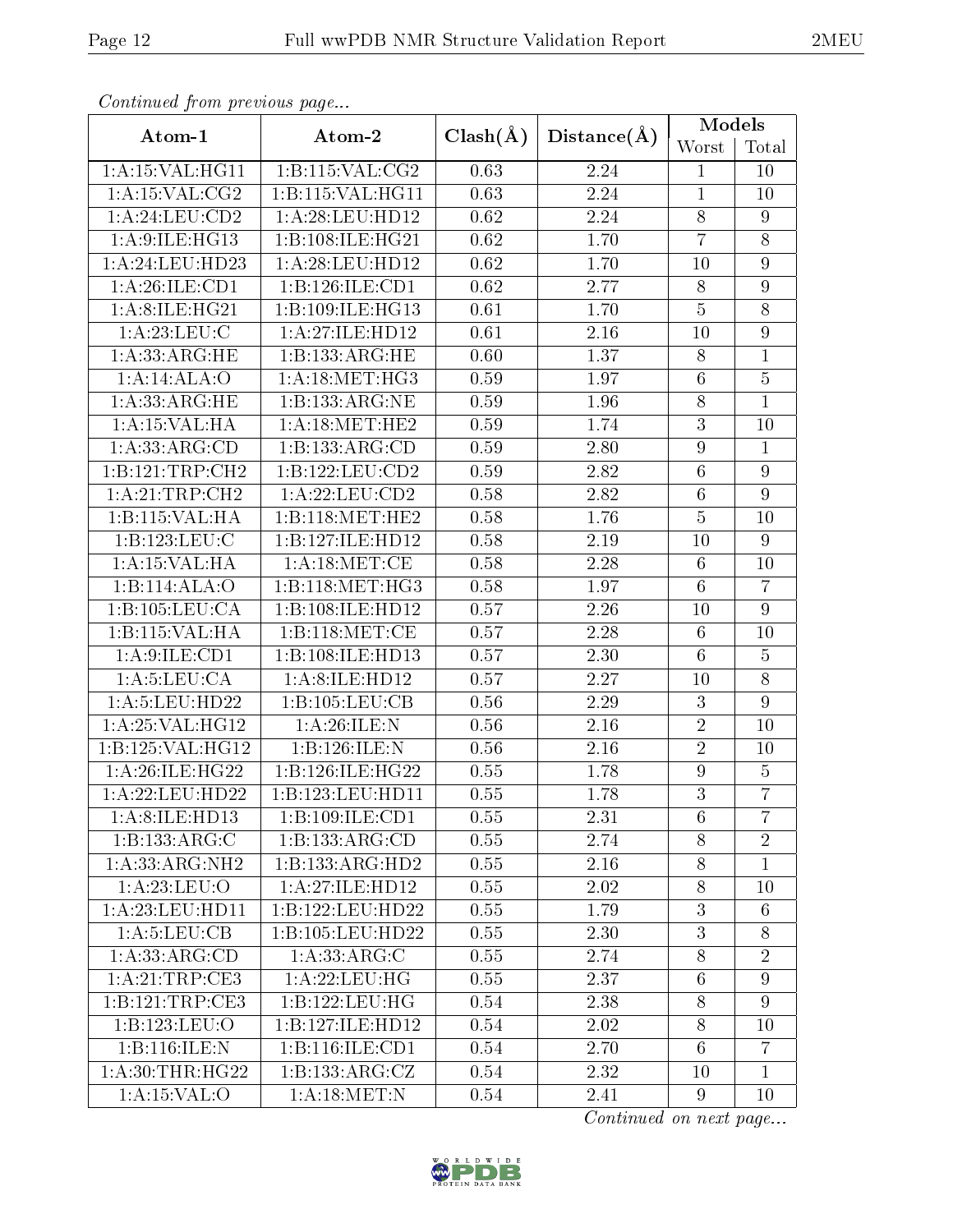*Continued from previous page...*

| Atom-1 | Atom-2 | Clash(Å) | Distance(Å) | Models | |
|---|---|---|---|---|---|
| | | | | Worst | Total |
| 1:A:15:VAL:HG11 | 1:B:115:VAL:CG2 | 0.63 | 2.24 | 1 | 10 |
| 1:A:15:VAL:CG2 | 1:B:115:VAL:HG11 | 0.63 | 2.24 | 1 | 10 |
| 1:A:24:LEU:CD2 | 1:A:28:LEU:HD12 | 0.62 | 2.24 | 8 | 9 |
| 1:A:9:ILE:HG13 | 1:B:108:ILE:HG21 | 0.62 | 1.70 | 7 | 8 |
| 1:A:24:LEU:HD23 | 1:A:28:LEU:HD12 | 0.62 | 1.70 | 10 | 9 |
| 1:A:26:ILE:CD1 | 1:B:126:ILE:CD1 | 0.62 | 2.77 | 8 | 9 |
| 1:A:8:ILE:HG21 | 1:B:109:ILE:HG13 | 0.61 | 1.70 | 5 | 8 |
| 1:A:23:LEU:C | 1:A:27:ILE:HD12 | 0.61 | 2.16 | 10 | 9 |
| 1:A:33:ARG:HE | 1:B:133:ARG:HE | 0.60 | 1.37 | 8 | 1 |
| 1:A:14:ALA:O | 1:A:18:MET:HG3 | 0.59 | 1.97 | 6 | 5 |
| 1:A:33:ARG:HE | 1:B:133:ARG:NE | 0.59 | 1.96 | 8 | 1 |
| 1:A:15:VAL:HA | 1:A:18:MET:HE2 | 0.59 | 1.74 | 3 | 10 |
| 1:A:33:ARG:CD | 1:B:133:ARG:CD | 0.59 | 2.80 | 9 | 1 |
| 1:B:121:TRP:CH2 | 1:B:122:LEU:CD2 | 0.59 | 2.82 | 6 | 9 |
| 1:A:21:TRP:CH2 | 1:A:22:LEU:CD2 | 0.58 | 2.82 | 6 | 9 |
| 1:B:115:VAL:HA | 1:B:118:MET:HE2 | 0.58 | 1.76 | 5 | 10 |
| 1:B:123:LEU:C | 1:B:127:ILE:HD12 | 0.58 | 2.19 | 10 | 9 |
| 1:A:15:VAL:HA | 1:A:18:MET:CE | 0.58 | 2.28 | 6 | 10 |
| 1:B:114:ALA:O | 1:B:118:MET:HG3 | 0.58 | 1.97 | 6 | 7 |
| 1:B:105:LEU:CA | 1:B:108:ILE:HD12 | 0.57 | 2.26 | 10 | 9 |
| 1:B:115:VAL:HA | 1:B:118:MET:CE | 0.57 | 2.28 | 6 | 10 |
| 1:A:9:ILE:CD1 | 1:B:108:ILE:HD13 | 0.57 | 2.30 | 6 | 5 |
| 1:A:5:LEU:CA | 1:A:8:ILE:HD12 | 0.57 | 2.27 | 10 | 8 |
| 1:A:5:LEU:HD22 | 1:B:105:LEU:CB | 0.56 | 2.29 | 3 | 9 |
| 1:A:25:VAL:HG12 | 1:A:26:ILE:N | 0.56 | 2.16 | 2 | 10 |
| 1:B:125:VAL:HG12 | 1:B:126:ILE:N | 0.56 | 2.16 | 2 | 10 |
| 1:A:26:ILE:HG22 | 1:B:126:ILE:HG22 | 0.55 | 1.78 | 9 | 5 |
| 1:A:22:LEU:HD22 | 1:B:123:LEU:HD11 | 0.55 | 1.78 | 3 | 7 |
| 1:A:8:ILE:HD13 | 1:B:109:ILE:CD1 | 0.55 | 2.31 | 6 | 7 |
| 1:B:133:ARG:C | 1:B:133:ARG:CD | 0.55 | 2.74 | 8 | 2 |
| 1:A:33:ARG:NH2 | 1:B:133:ARG:HD2 | 0.55 | 2.16 | 8 | 1 |
| 1:A:23:LEU:O | 1:A:27:ILE:HD12 | 0.55 | 2.02 | 8 | 10 |
| 1:A:23:LEU:HD11 | 1:B:122:LEU:HD22 | 0.55 | 1.79 | 3 | 6 |
| 1:A:5:LEU:CB | 1:B:105:LEU:HD22 | 0.55 | 2.30 | 3 | 8 |
| 1:A:33:ARG:CD | 1:A:33:ARG:C | 0.55 | 2.74 | 8 | 2 |
| 1:A:21:TRP:CE3 | 1:A:22:LEU:HG | 0.55 | 2.37 | 6 | 9 |
| 1:B:121:TRP:CE3 | 1:B:122:LEU:HG | 0.54 | 2.38 | 8 | 9 |
| 1:B:123:LEU:O | 1:B:127:ILE:HD12 | 0.54 | 2.02 | 8 | 10 |
| 1:B:116:ILE:N | 1:B:116:ILE:CD1 | 0.54 | 2.70 | 6 | 7 |
| 1:A:30:THR:HG22 | 1:B:133:ARG:CZ | 0.54 | 2.32 | 10 | 1 |
| 1:A:15:VAL:O | 1:A:18:MET:N | 0.54 | 2.41 | 9 | 10 |

*Continued on next page...*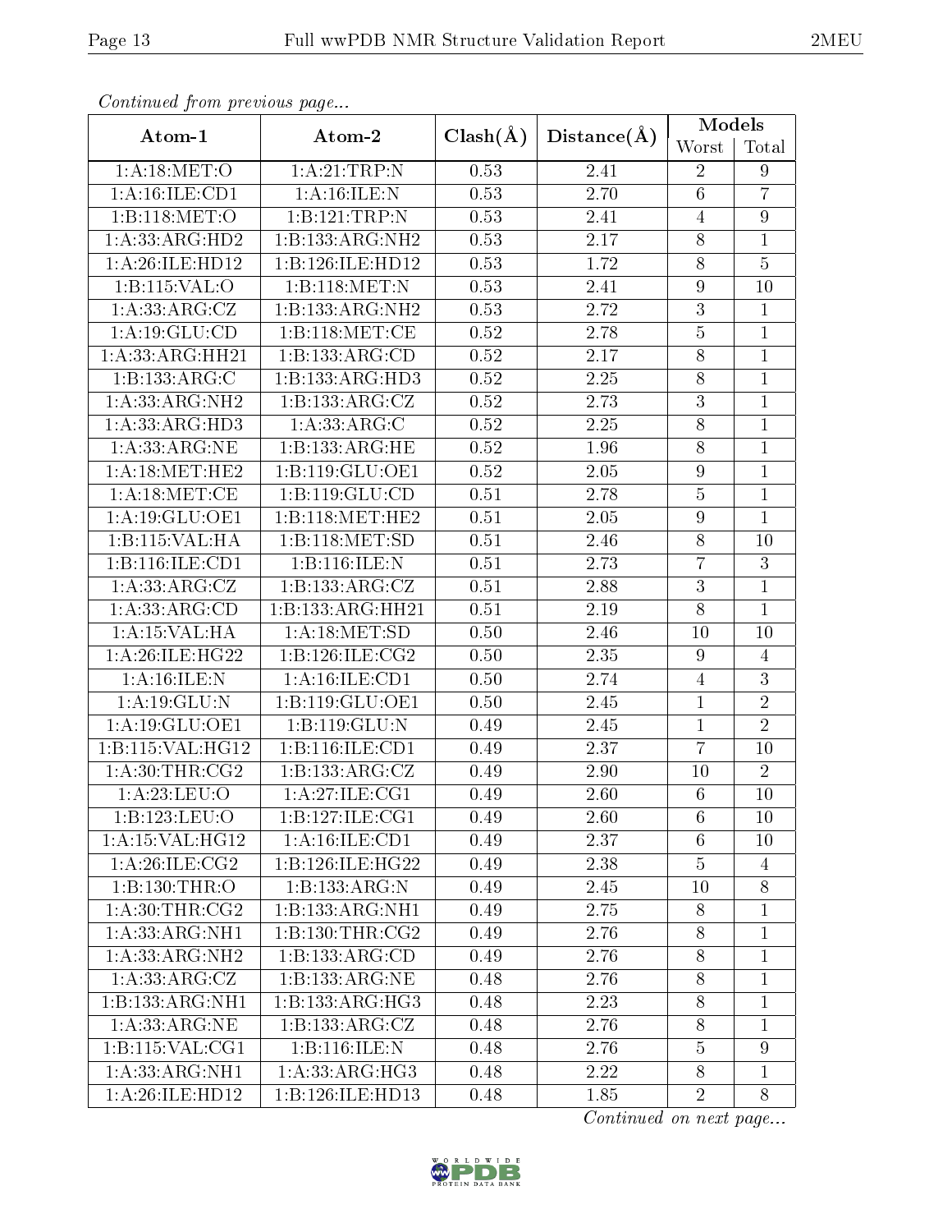*Continued from previous page...*

| Atom-1 | Atom-2 | Clash(Å) | Distance(Å) | Models | |
|---|---|---|---|---|---|
| | | | | Worst | Total |
| 1:A:18:MET:O | 1:A:21:TRP:N | 0.53 | 2.41 | 2 | 9 |
| 1:A:16:ILE:CD1 | 1:A:16:ILE:N | 0.53 | 2.70 | 6 | 7 |
| 1:B:118:MET:O | 1:B:121:TRP:N | 0.53 | 2.41 | 4 | 9 |
| 1:A:33:ARG:HD2 | 1:B:133:ARG:NH2 | 0.53 | 2.17 | 8 | 1 |
| 1:A:26:ILE:HD12 | 1:B:126:ILE:HD12 | 0.53 | 1.72 | 8 | 5 |
| 1:B:115:VAL:O | 1:B:118:MET:N | 0.53 | 2.41 | 9 | 10 |
| 1:A:33:ARG:CZ | 1:B:133:ARG:NH2 | 0.53 | 2.72 | 3 | 1 |
| 1:A:19:GLU:CD | 1:B:118:MET:CE | 0.52 | 2.78 | 5 | 1 |
| 1:A:33:ARG:HH21 | 1:B:133:ARG:CD | 0.52 | 2.17 | 8 | 1 |
| 1:B:133:ARG:C | 1:B:133:ARG:HD3 | 0.52 | 2.25 | 8 | 1 |
| 1:A:33:ARG:NH2 | 1:B:133:ARG:CZ | 0.52 | 2.73 | 3 | 1 |
| 1:A:33:ARG:HD3 | 1:A:33:ARG:C | 0.52 | 2.25 | 8 | 1 |
| 1:A:33:ARG:NE | 1:B:133:ARG:HE | 0.52 | 1.96 | 8 | 1 |
| 1:A:18:MET:HE2 | 1:B:119:GLU:OE1 | 0.52 | 2.05 | 9 | 1 |
| 1:A:18:MET:CE | 1:B:119:GLU:CD | 0.51 | 2.78 | 5 | 1 |
| 1:A:19:GLU:OE1 | 1:B:118:MET:HE2 | 0.51 | 2.05 | 9 | 1 |
| 1:B:115:VAL:HA | 1:B:118:MET:SD | 0.51 | 2.46 | 8 | 10 |
| 1:B:116:ILE:CD1 | 1:B:116:ILE:N | 0.51 | 2.73 | 7 | 3 |
| 1:A:33:ARG:CZ | 1:B:133:ARG:CZ | 0.51 | 2.88 | 3 | 1 |
| 1:A:33:ARG:CD | 1:B:133:ARG:HH21 | 0.51 | 2.19 | 8 | 1 |
| 1:A:15:VAL:HA | 1:A:18:MET:SD | 0.50 | 2.46 | 10 | 10 |
| 1:A:26:ILE:HG22 | 1:B:126:ILE:CG2 | 0.50 | 2.35 | 9 | 4 |
| 1:A:16:ILE:N | 1:A:16:ILE:CD1 | 0.50 | 2.74 | 4 | 3 |
| 1:A:19:GLU:N | 1:B:119:GLU:OE1 | 0.50 | 2.45 | 1 | 2 |
| 1:A:19:GLU:OE1 | 1:B:119:GLU:N | 0.49 | 2.45 | 1 | 2 |
| 1:B:115:VAL:HG12 | 1:B:116:ILE:CD1 | 0.49 | 2.37 | 7 | 10 |
| 1:A:30:THR:CG2 | 1:B:133:ARG:CZ | 0.49 | 2.90 | 10 | 2 |
| 1:A:23:LEU:O | 1:A:27:ILE:CG1 | 0.49 | 2.60 | 6 | 10 |
| 1:B:123:LEU:O | 1:B:127:ILE:CG1 | 0.49 | 2.60 | 6 | 10 |
| 1:A:15:VAL:HG12 | 1:A:16:ILE:CD1 | 0.49 | 2.37 | 6 | 10 |
| 1:A:26:ILE:CG2 | 1:B:126:ILE:HG22 | 0.49 | 2.38 | 5 | 4 |
| 1:B:130:THR:O | 1:B:133:ARG:N | 0.49 | 2.45 | 10 | 8 |
| 1:A:30:THR:CG2 | 1:B:133:ARG:NH1 | 0.49 | 2.75 | 8 | 1 |
| 1:A:33:ARG:NH1 | 1:B:130:THR:CG2 | 0.49 | 2.76 | 8 | 1 |
| 1:A:33:ARG:NH2 | 1:B:133:ARG:CD | 0.49 | 2.76 | 8 | 1 |
| 1:A:33:ARG:CZ | 1:B:133:ARG:NE | 0.48 | 2.76 | 8 | 1 |
| 1:B:133:ARG:NH1 | 1:B:133:ARG:HG3 | 0.48 | 2.23 | 8 | 1 |
| 1:A:33:ARG:NE | 1:B:133:ARG:CZ | 0.48 | 2.76 | 8 | 1 |
| 1:B:115:VAL:CG1 | 1:B:116:ILE:N | 0.48 | 2.76 | 5 | 9 |
| 1:A:33:ARG:NH1 | 1:A:33:ARG:HG3 | 0.48 | 2.22 | 8 | 1 |
| 1:A:26:ILE:HD12 | 1:B:126:ILE:HD13 | 0.48 | 1.85 | 2 | 8 |

*Continued on next page...*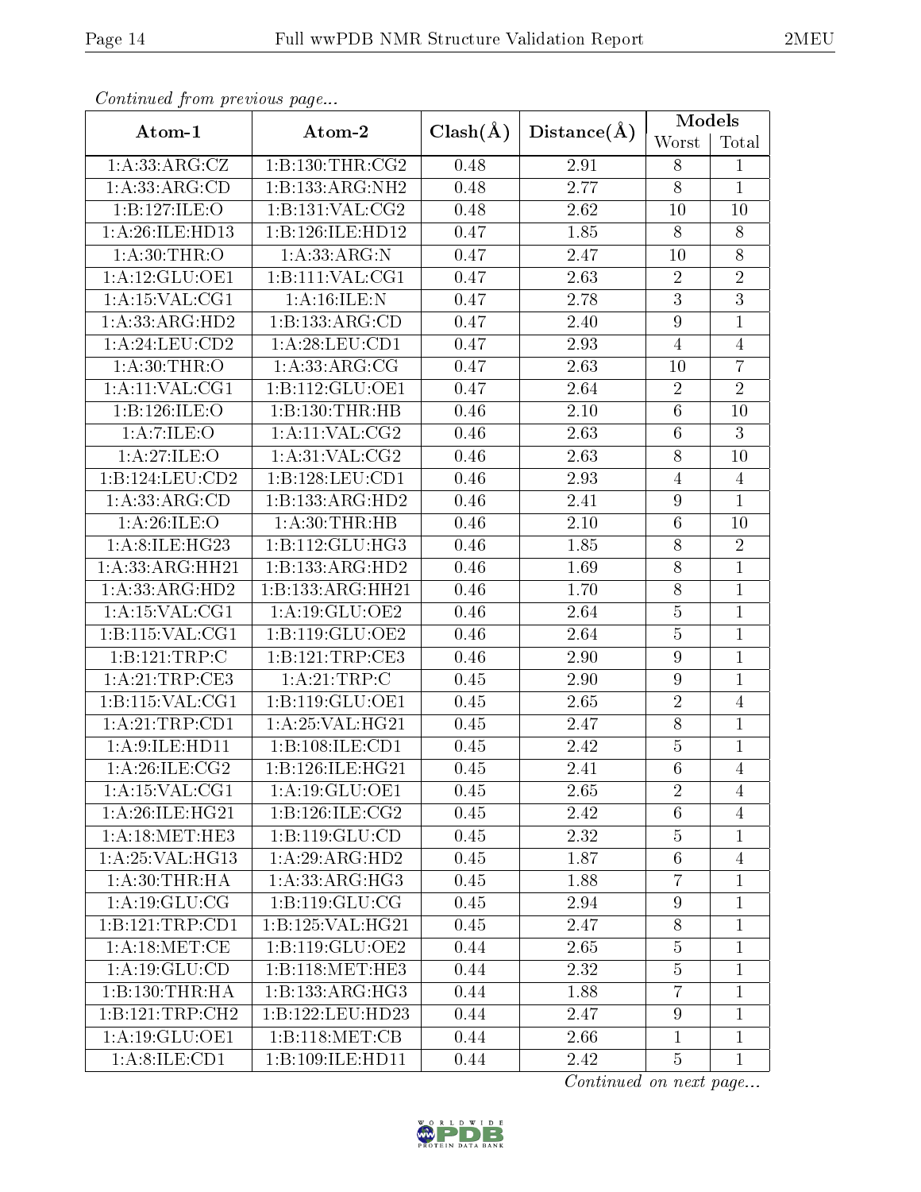*Continued from previous page...*

| Atom-1 | Atom-2 | Clash(Å) | Distance(Å) | Models | |
|---|---|---|---|---|---|
| | | | | Worst | Total |
| 1:A:33:ARG:CZ | 1:B:130:THR:CG2 | 0.48 | 2.91 | 8 | 1 |
| 1:A:33:ARG:CD | 1:B:133:ARG:NH2 | 0.48 | 2.77 | 8 | 1 |
| 1:B:127:ILE:O | 1:B:131:VAL:CG2 | 0.48 | 2.62 | 10 | 10 |
| 1:A:26:ILE:HD13 | 1:B:126:ILE:HD12 | 0.47 | 1.85 | 8 | 8 |
| 1:A:30:THR:O | 1:A:33:ARG:N | 0.47 | 2.47 | 10 | 8 |
| 1:A:12:GLU:OE1 | 1:B:111:VAL:CG1 | 0.47 | 2.63 | 2 | 2 |
| 1:A:15:VAL:CG1 | 1:A:16:ILE:N | 0.47 | 2.78 | 3 | 3 |
| 1:A:33:ARG:HD2 | 1:B:133:ARG:CD | 0.47 | 2.40 | 9 | 1 |
| 1:A:24:LEU:CD2 | 1:A:28:LEU:CD1 | 0.47 | 2.93 | 4 | 4 |
| 1:A:30:THR:O | 1:A:33:ARG:CG | 0.47 | 2.63 | 10 | 7 |
| 1:A:11:VAL:CG1 | 1:B:112:GLU:OE1 | 0.47 | 2.64 | 2 | 2 |
| 1:B:126:ILE:O | 1:B:130:THR:HB | 0.46 | 2.10 | 6 | 10 |
| 1:A:7:ILE:O | 1:A:11:VAL:CG2 | 0.46 | 2.63 | 6 | 3 |
| 1:A:27:ILE:O | 1:A:31:VAL:CG2 | 0.46 | 2.63 | 8 | 10 |
| 1:B:124:LEU:CD2 | 1:B:128:LEU:CD1 | 0.46 | 2.93 | 4 | 4 |
| 1:A:33:ARG:CD | 1:B:133:ARG:HD2 | 0.46 | 2.41 | 9 | 1 |
| 1:A:26:ILE:O | 1:A:30:THR:HB | 0.46 | 2.10 | 6 | 10 |
| 1:A:8:ILE:HG23 | 1:B:112:GLU:HG3 | 0.46 | 1.85 | 8 | 2 |
| 1:A:33:ARG:HH21 | 1:B:133:ARG:HD2 | 0.46 | 1.69 | 8 | 1 |
| 1:A:33:ARG:HD2 | 1:B:133:ARG:HH21 | 0.46 | 1.70 | 8 | 1 |
| 1:A:15:VAL:CG1 | 1:A:19:GLU:OE2 | 0.46 | 2.64 | 5 | 1 |
| 1:B:115:VAL:CG1 | 1:B:119:GLU:OE2 | 0.46 | 2.64 | 5 | 1 |
| 1:B:121:TRP:C | 1:B:121:TRP:CE3 | 0.46 | 2.90 | 9 | 1 |
| 1:A:21:TRP:CE3 | 1:A:21:TRP:C | 0.45 | 2.90 | 9 | 1 |
| 1:B:115:VAL:CG1 | 1:B:119:GLU:OE1 | 0.45 | 2.65 | 2 | 4 |
| 1:A:21:TRP:CD1 | 1:A:25:VAL:HG21 | 0.45 | 2.47 | 8 | 1 |
| 1:A:9:ILE:HD11 | 1:B:108:ILE:CD1 | 0.45 | 2.42 | 5 | 1 |
| 1:A:26:ILE:CG2 | 1:B:126:ILE:HG21 | 0.45 | 2.41 | 6 | 4 |
| 1:A:15:VAL:CG1 | 1:A:19:GLU:OE1 | 0.45 | 2.65 | 2 | 4 |
| 1:A:26:ILE:HG21 | 1:B:126:ILE:CG2 | 0.45 | 2.42 | 6 | 4 |
| 1:A:18:MET:HE3 | 1:B:119:GLU:CD | 0.45 | 2.32 | 5 | 1 |
| 1:A:25:VAL:HG13 | 1:A:29:ARG:HD2 | 0.45 | 1.87 | 6 | 4 |
| 1:A:30:THR:HA | 1:A:33:ARG:HG3 | 0.45 | 1.88 | 7 | 1 |
| 1:A:19:GLU:CG | 1:B:119:GLU:CG | 0.45 | 2.94 | 9 | 1 |
| 1:B:121:TRP:CD1 | 1:B:125:VAL:HG21 | 0.45 | 2.47 | 8 | 1 |
| 1:A:18:MET:CE | 1:B:119:GLU:OE2 | 0.44 | 2.65 | 5 | 1 |
| 1:A:19:GLU:CD | 1:B:118:MET:HE3 | 0.44 | 2.32 | 5 | 1 |
| 1:B:130:THR:HA | 1:B:133:ARG:HG3 | 0.44 | 1.88 | 7 | 1 |
| 1:B:121:TRP:CH2 | 1:B:122:LEU:HD23 | 0.44 | 2.47 | 9 | 1 |
| 1:A:19:GLU:OE1 | 1:B:118:MET:CB | 0.44 | 2.66 | 1 | 1 |
| 1:A:8:ILE:CD1 | 1:B:109:ILE:HD11 | 0.44 | 2.42 | 5 | 1 |

*Continued on next page...*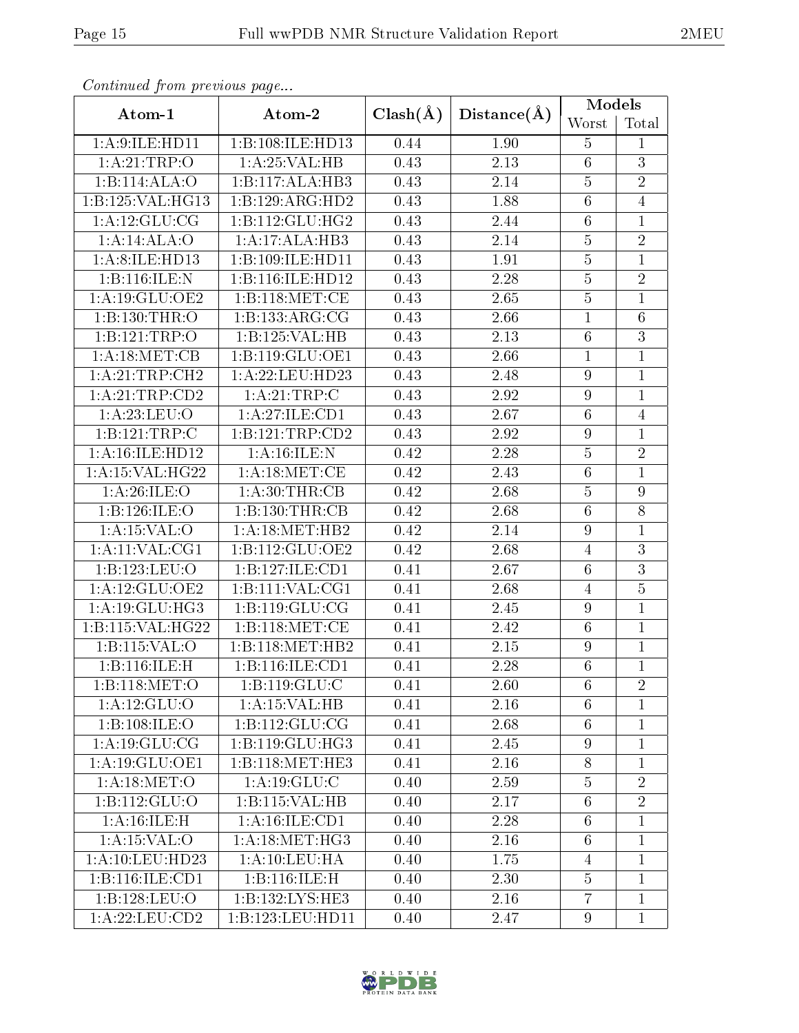*Continued from previous page...*

| Atom-1 | Atom-2 | Clash(Å) | Distance(Å) | Models | |
|---|---|---|---|---|---|
| | | | | Worst | Total |
| 1:A:9:ILE:HD11 | 1:B:108:ILE:HD13 | 0.44 | 1.90 | 5 | 1 |
| 1:A:21:TRP:O | 1:A:25:VAL:HB | 0.43 | 2.13 | 6 | 3 |
| 1:B:114:ALA:O | 1:B:117:ALA:HB3 | 0.43 | 2.14 | 5 | 2 |
| 1:B:125:VAL:HG13 | 1:B:129:ARG:HD2 | 0.43 | 1.88 | 6 | 4 |
| 1:A:12:GLU:CG | 1:B:112:GLU:HG2 | 0.43 | 2.44 | 6 | 1 |
| 1:A:14:ALA:O | 1:A:17:ALA:HB3 | 0.43 | 2.14 | 5 | 2 |
| 1:A:8:ILE:HD13 | 1:B:109:ILE:HD11 | 0.43 | 1.91 | 5 | 1 |
| 1:B:116:ILE:N | 1:B:116:ILE:HD12 | 0.43 | 2.28 | 5 | 2 |
| 1:A:19:GLU:OE2 | 1:B:118:MET:CE | 0.43 | 2.65 | 5 | 1 |
| 1:B:130:THR:O | 1:B:133:ARG:CG | 0.43 | 2.66 | 1 | 6 |
| 1:B:121:TRP:O | 1:B:125:VAL:HB | 0.43 | 2.13 | 6 | 3 |
| 1:A:18:MET:CB | 1:B:119:GLU:OE1 | 0.43 | 2.66 | 1 | 1 |
| 1:A:21:TRP:CH2 | 1:A:22:LEU:HD23 | 0.43 | 2.48 | 9 | 1 |
| 1:A:21:TRP:CD2 | 1:A:21:TRP:C | 0.43 | 2.92 | 9 | 1 |
| 1:A:23:LEU:O | 1:A:27:ILE:CD1 | 0.43 | 2.67 | 6 | 4 |
| 1:B:121:TRP:C | 1:B:121:TRP:CD2 | 0.43 | 2.92 | 9 | 1 |
| 1:A:16:ILE:HD12 | 1:A:16:ILE:N | 0.42 | 2.28 | 5 | 2 |
| 1:A:15:VAL:HG22 | 1:A:18:MET:CE | 0.42 | 2.43 | 6 | 1 |
| 1:A:26:ILE:O | 1:A:30:THR:CB | 0.42 | 2.68 | 5 | 9 |
| 1:B:126:ILE:O | 1:B:130:THR:CB | 0.42 | 2.68 | 6 | 8 |
| 1:A:15:VAL:O | 1:A:18:MET:HB2 | 0.42 | 2.14 | 9 | 1 |
| 1:A:11:VAL:CG1 | 1:B:112:GLU:OE2 | 0.42 | 2.68 | 4 | 3 |
| 1:B:123:LEU:O | 1:B:127:ILE:CD1 | 0.41 | 2.67 | 6 | 3 |
| 1:A:12:GLU:OE2 | 1:B:111:VAL:CG1 | 0.41 | 2.68 | 4 | 5 |
| 1:A:19:GLU:HG3 | 1:B:119:GLU:CG | 0.41 | 2.45 | 9 | 1 |
| 1:B:115:VAL:HG22 | 1:B:118:MET:CE | 0.41 | 2.42 | 6 | 1 |
| 1:B:115:VAL:O | 1:B:118:MET:HB2 | 0.41 | 2.15 | 9 | 1 |
| 1:B:116:ILE:H | 1:B:116:ILE:CD1 | 0.41 | 2.28 | 6 | 1 |
| 1:B:118:MET:O | 1:B:119:GLU:C | 0.41 | 2.60 | 6 | 2 |
| 1:A:12:GLU:O | 1:A:15:VAL:HB | 0.41 | 2.16 | 6 | 1 |
| 1:B:108:ILE:O | 1:B:112:GLU:CG | 0.41 | 2.68 | 6 | 1 |
| 1:A:19:GLU:CG | 1:B:119:GLU:HG3 | 0.41 | 2.45 | 9 | 1 |
| 1:A:19:GLU:OE1 | 1:B:118:MET:HE3 | 0.41 | 2.16 | 8 | 1 |
| 1:A:18:MET:O | 1:A:19:GLU:C | 0.40 | 2.59 | 5 | 2 |
| 1:B:112:GLU:O | 1:B:115:VAL:HB | 0.40 | 2.17 | 6 | 2 |
| 1:A:16:ILE:H | 1:A:16:ILE:CD1 | 0.40 | 2.28 | 6 | 1 |
| 1:A:15:VAL:O | 1:A:18:MET:HG3 | 0.40 | 2.16 | 6 | 1 |
| 1:A:10:LEU:HD23 | 1:A:10:LEU:HA | 0.40 | 1.75 | 4 | 1 |
| 1:B:116:ILE:CD1 | 1:B:116:ILE:H | 0.40 | 2.30 | 5 | 1 |
| 1:B:128:LEU:O | 1:B:132:LYS:HE3 | 0.40 | 2.16 | 7 | 1 |
| 1:A:22:LEU:CD2 | 1:B:123:LEU:HD11 | 0.40 | 2.47 | 9 | 1 |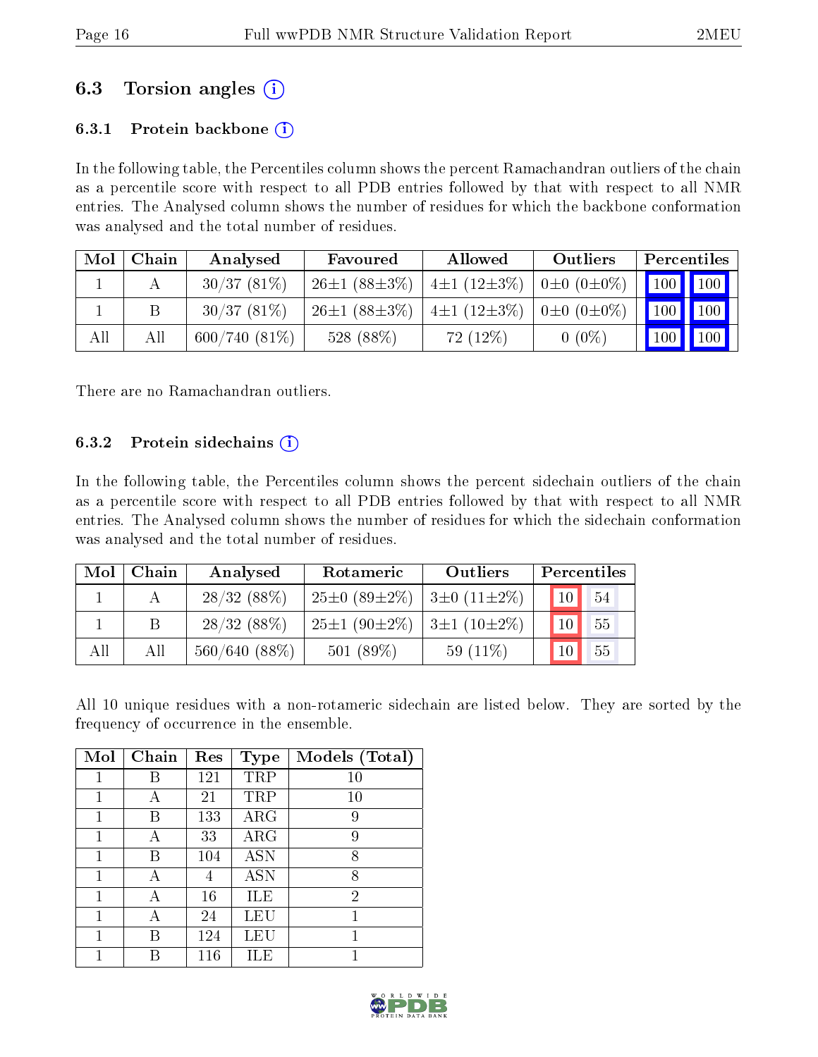## 6.3 Torsion angles ⓘ

### 6.3.1 Protein backbone ⓘ

In the following table, the Percentiles column shows the percent Ramachandran outliers of the chain as a percentile score with respect to all PDB entries followed by that with respect to all NMR entries. The Analysed column shows the number of residues for which the backbone conformation was analysed and the total number of residues.

| Mol | Chain | Analysed | Favoured | Allowed | Outliers | Percentiles | |
|---|---|---|---|---|---|---|---|
| 1 | A | 30/37 (81%) | 26±1 (88±3%) | 4±1 (12±3%) | 0±0 (0±0%) | 100 | 100 |
| 1 | B | 30/37 (81%) | 26±1 (88±3%) | 4±1 (12±3%) | 0±0 (0±0%) | 100 | 100 |
| All | All | 600/740 (81%) | 528 (88%) | 72 (12%) | 0 (0%) | 100 | 100 |

There are no Ramachandran outliers.

### 6.3.2 Protein sidechains ⓘ

In the following table, the Percentiles column shows the percent sidechain outliers of the chain as a percentile score with respect to all PDB entries followed by that with respect to all NMR entries. The Analysed column shows the number of residues for which the sidechain conformation was analysed and the total number of residues.

| Mol | Chain | Analysed | Rotameric | Outliers | Percentiles | |
|---|---|---|---|---|---|---|
| 1 | A | 28/32 (88%) | 25±0 (89±2%) | 3±0 (11±2%) | 10 | 54 |
| 1 | B | 28/32 (88%) | 25±1 (90±2%) | 3±1 (10±2%) | 10 | 55 |
| All | All | 560/640 (88%) | 501 (89%) | 59 (11%) | 10 | 55 |

All 10 unique residues with a non-rotameric sidechain are listed below. They are sorted by the frequency of occurrence in the ensemble.

| Mol | Chain | Res | Type | Models (Total) |
|---|---|---|---|---|
| 1 | B | 121 | TRP | 10 |
| 1 | A | 21 | TRP | 10 |
| 1 | B | 133 | ARG | 9 |
| 1 | A | 33 | ARG | 9 |
| 1 | B | 104 | ASN | 8 |
| 1 | A | 4 | ASN | 8 |
| 1 | A | 16 | ILE | 2 |
| 1 | A | 24 | LEU | 1 |
| 1 | B | 124 | LEU | 1 |
| 1 | B | 116 | ILE | 1 |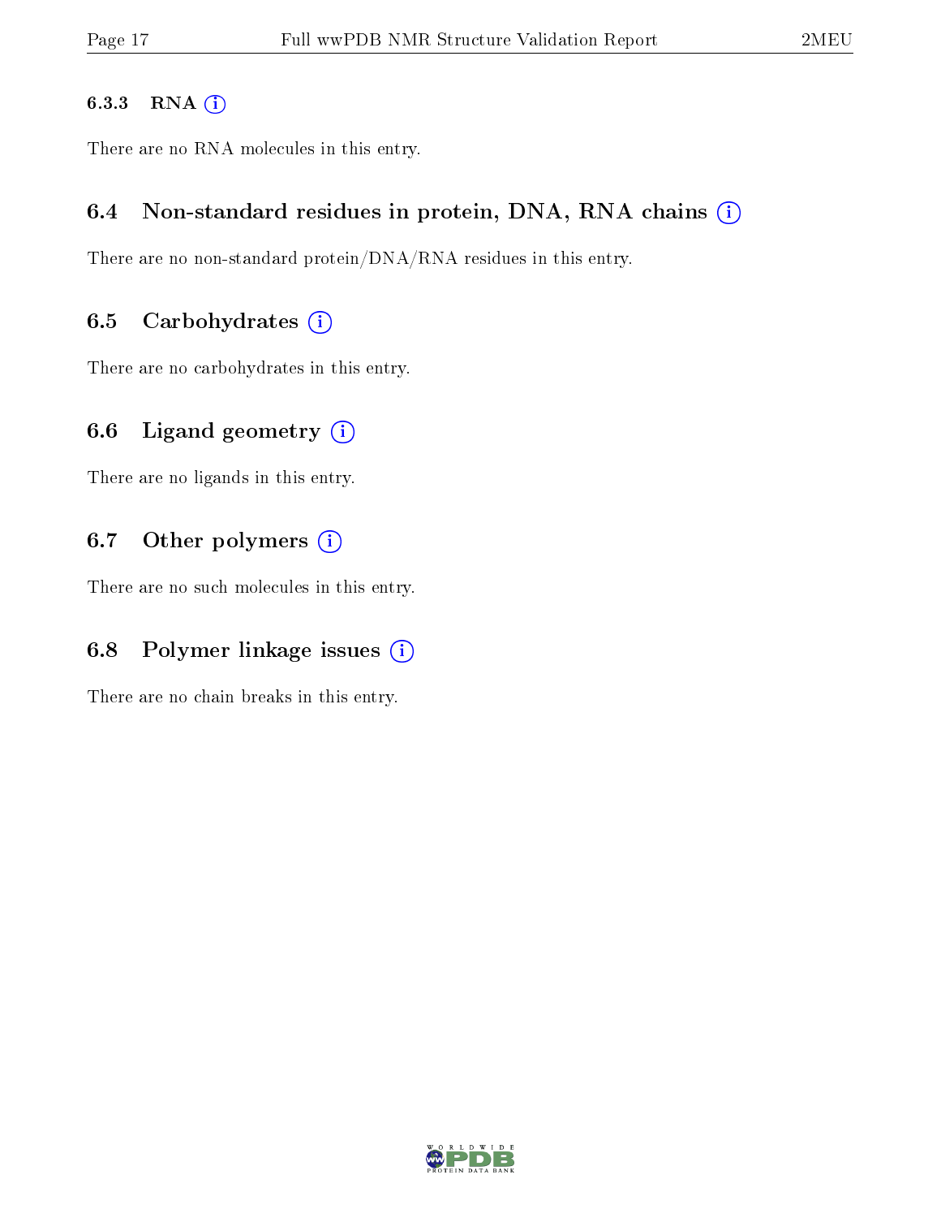#### 6.3.3 RNA

There are no RNA molecules in this entry.

### 6.4 Non-standard residues in protein, DNA, RNA chains

There are no non-standard protein/DNA/RNA residues in this entry.

### 6.5 Carbohydrates

There are no carbohydrates in this entry.

### 6.6 Ligand geometry

There are no ligands in this entry.

### 6.7 Other polymers

There are no such molecules in this entry.

### 6.8 Polymer linkage issues

There are no chain breaks in this entry.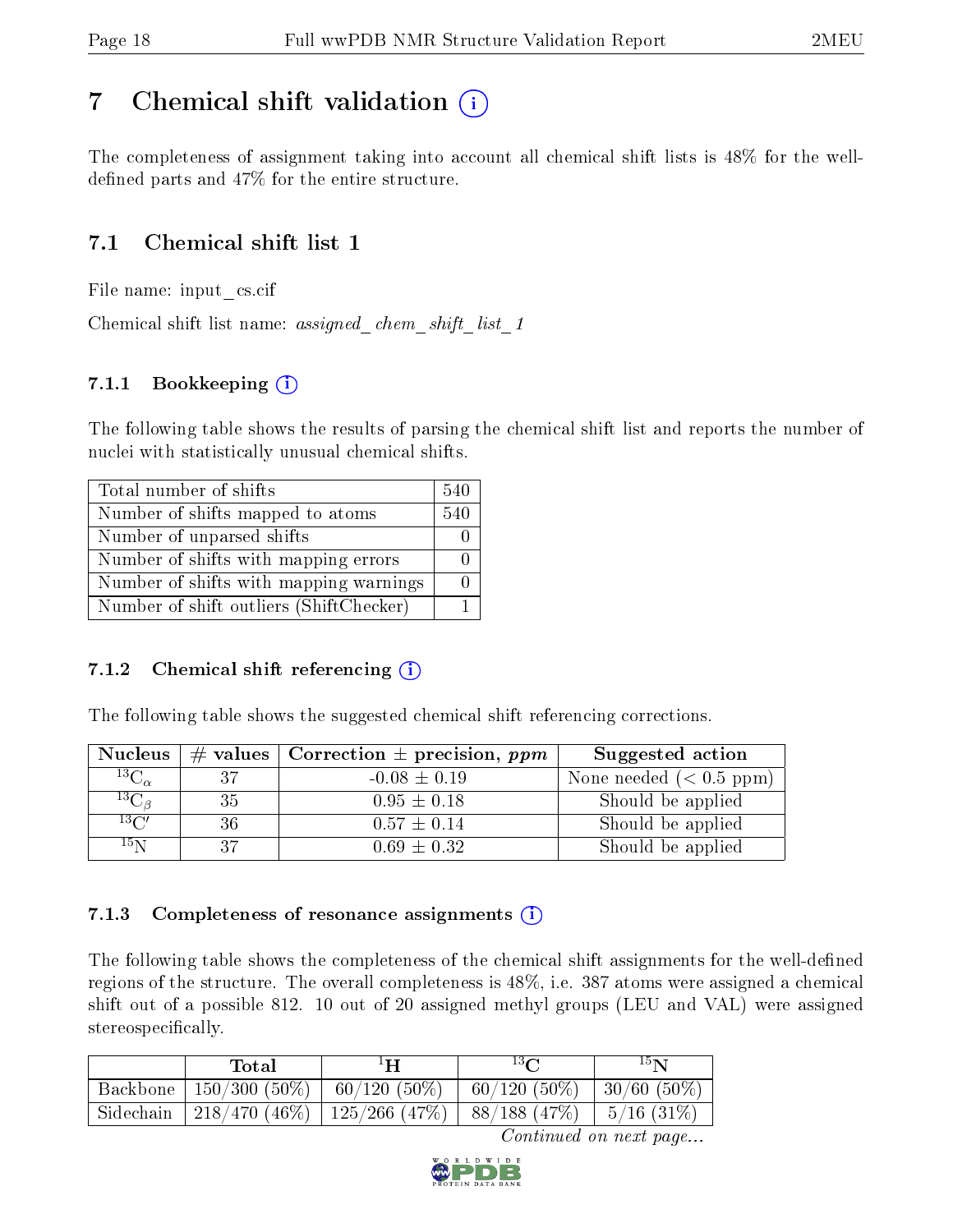# 7 Chemical shift validation (i)

The completeness of assignment taking into account all chemical shift lists is 48% for the well-defined parts and 47% for the entire structure.

## 7.1 Chemical shift list 1

File name: input_cs.cif

Chemical shift list name: *assigned_chem_shift_list_1*

### 7.1.1 Bookkeeping (i)

The following table shows the results of parsing the chemical shift list and reports the number of nuclei with statistically unusual chemical shifts.

| | |
|---|---|
| Total number of shifts | 540 |
| Number of shifts mapped to atoms | 540 |
| Number of unparsed shifts | 0 |
| Number of shifts with mapping errors | 0 |
| Number of shifts with mapping warnings | 0 |
| Number of shift outliers (ShiftChecker) | 1 |

### 7.1.2 Chemical shift referencing (i)

The following table shows the suggested chemical shift referencing corrections.

| Nucleus | # values | Correction ± precision, *ppm* | Suggested action |
|---|---|---|---|
| $^{13}C_{\alpha}$ | 37 | -0.08 ± 0.19 | None needed (< 0.5 ppm) |
| $^{13}C_{\beta}$ | 35 | 0.95 ± 0.18 | Should be applied |
| $^{13}C'$ | 36 | 0.57 ± 0.14 | Should be applied |
| $^{15}N$ | 37 | 0.69 ± 0.32 | Should be applied |

### 7.1.3 Completeness of resonance assignments (i)

The following table shows the completeness of the chemical shift assignments for the well-defined regions of the structure. The overall completeness is 48%, i.e. 387 atoms were assigned a chemical shift out of a possible 812. 10 out of 20 assigned methyl groups (LEU and VAL) were assigned stereospecifically.

| | Total | $^{1}H$ | $^{13}C$ | $^{15}N$ |
|---|---|---|---|---|
| Backbone | 150/300 (50%) | 60/120 (50%) | 60/120 (50%) | 30/60 (50%) |
| Sidechain | 218/470 (46%) | 125/266 (47%) | 88/188 (47%) | 5/16 (31%) |

*Continued on next page...*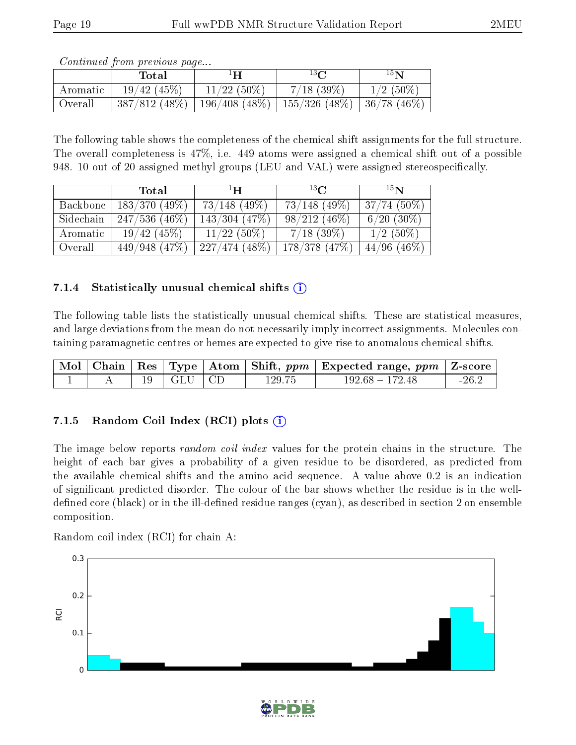*Continued from previous page...*

| | Total | $^{1}$H | $^{13}$C | $^{15}$N |
|---|---|---|---|---|
| Aromatic | 19/42 (45%) | 11/22 (50%) | 7/18 (39%) | 1/2 (50%) |
| Overall | 387/812 (48%) | 196/408 (48%) | 155/326 (48%) | 36/78 (46%) |

The following table shows the completeness of the chemical shift assignments for the full structure. The overall completeness is 47%, i.e. 449 atoms were assigned a chemical shift out of a possible 948. 10 out of 20 assigned methyl groups (LEU and VAL) were assigned stereospecifically.

| | Total | $^{1}$H | $^{13}$C | $^{15}$N |
|---|---|---|---|---|
| Backbone | 183/370 (49%) | 73/148 (49%) | 73/148 (49%) | 37/74 (50%) |
| Sidechain | 247/536 (46%) | 143/304 (47%) | 98/212 (46%) | 6/20 (30%) |
| Aromatic | 19/42 (45%) | 11/22 (50%) | 7/18 (39%) | 1/2 (50%) |
| Overall | 449/948 (47%) | 227/474 (48%) | 178/378 (47%) | 44/96 (46%) |

### 7.1.4 Statistically unusual chemical shifts (i)

The following table lists the statistically unusual chemical shifts. These are statistical measures, and large deviations from the mean do not necessarily imply incorrect assignments. Molecules containing paramagnetic centres or hemes are expected to give rise to anomalous chemical shifts.

| Mol | Chain | Res | Type | Atom | Shift, *ppm* | Expected range, *ppm* | Z-score |
|---|---|---|---|---|---|---|---|
| 1 | A | 19 | GLU | CD | 129.75 | 192.68 – 172.48 | -26.2 |

### 7.1.5 Random Coil Index (RCI) plots (i)

The image below reports *random coil index* values for the protein chains in the structure. The height of each bar gives a probability of a given residue to be disordered, as predicted from the available chemical shifts and the amino acid sequence. A value above 0.2 is an indication of significant predicted disorder. The colour of the bar shows whether the residue is in the well-defined core (black) or in the ill-defined residue ranges (cyan), as described in section 2 on ensemble composition.

Random coil index (RCI) for chain A:

RCI

0.3

0.2

0.1

0